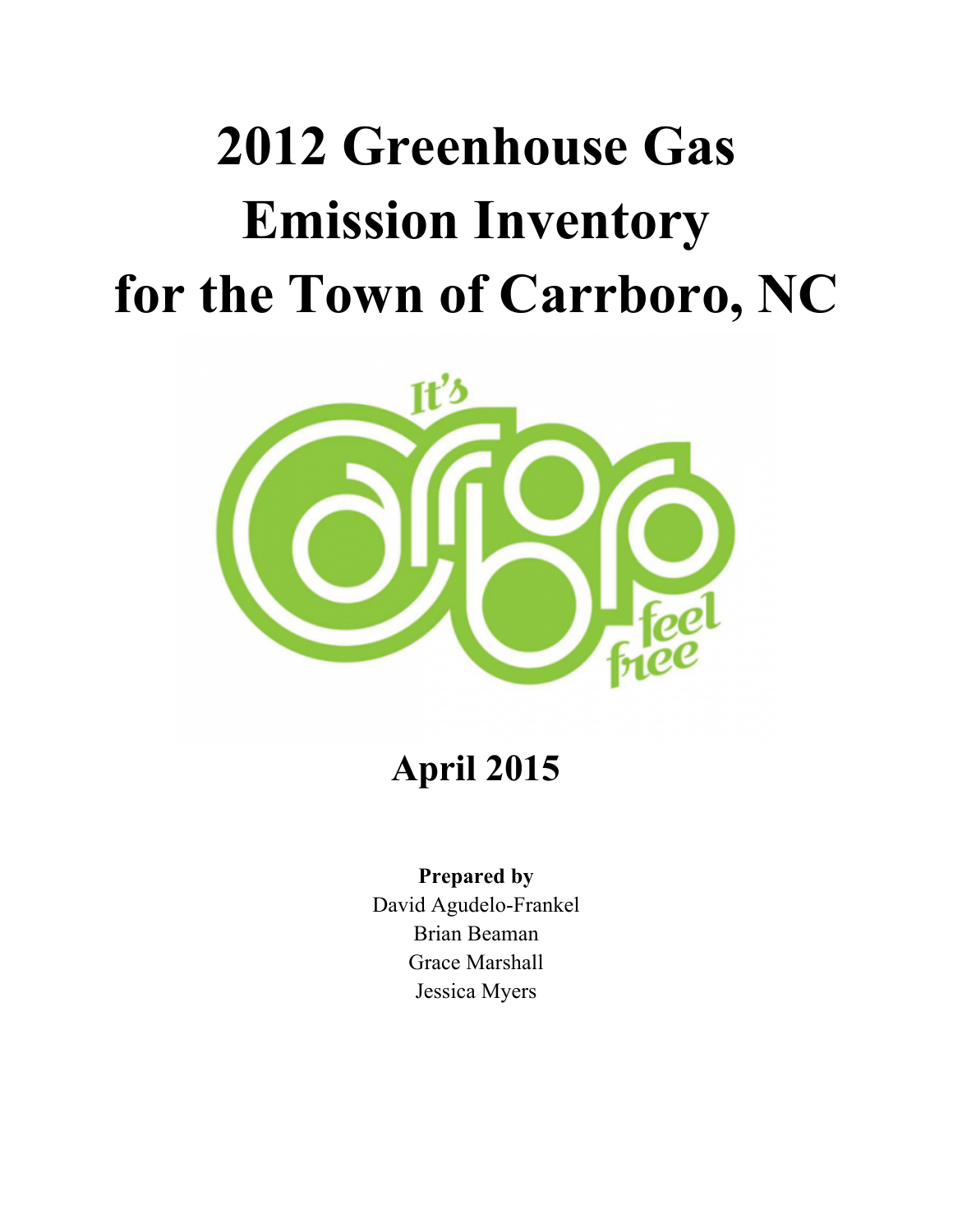# 2012 Greenhouse Gas Emission Inventory for the Town of Carrboro, NC

## April 2015

**Prepared by**
David Agudelo-Frankel
Brian Beaman
Grace Marshall
Jessica Myers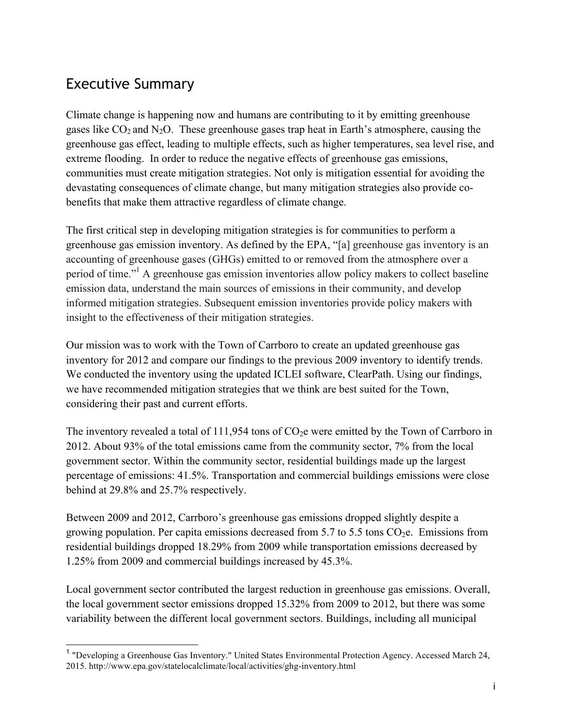## Executive Summary

Climate change is happening now and humans are contributing to it by emitting greenhouse gases like $CO_2$ and $N_2O$. These greenhouse gases trap heat in Earth's atmosphere, causing the greenhouse gas effect, leading to multiple effects, such as higher temperatures, sea level rise, and extreme flooding. In order to reduce the negative effects of greenhouse gas emissions, communities must create mitigation strategies. Not only is mitigation essential for avoiding the devastating consequences of climate change, but many mitigation strategies also provide co-benefits that make them attractive regardless of climate change.

The first critical step in developing mitigation strategies is for communities to perform a greenhouse gas emission inventory. As defined by the EPA, "[a] greenhouse gas inventory is an accounting of greenhouse gases (GHGs) emitted to or removed from the atmosphere over a period of time."[1] A greenhouse gas emission inventories allow policy makers to collect baseline emission data, understand the main sources of emissions in their community, and develop informed mitigation strategies. Subsequent emission inventories provide policy makers with insight to the effectiveness of their mitigation strategies.

Our mission was to work with the Town of Carrboro to create an updated greenhouse gas inventory for 2012 and compare our findings to the previous 2009 inventory to identify trends. We conducted the inventory using the updated ICLEI software, ClearPath. Using our findings, we have recommended mitigation strategies that we think are best suited for the Town, considering their past and current efforts.

The inventory revealed a total of 111,954 tons of $CO_2e$ were emitted by the Town of Carrboro in 2012. About 93% of the total emissions came from the community sector, 7% from the local government sector. Within the community sector, residential buildings made up the largest percentage of emissions: 41.5%. Transportation and commercial buildings emissions were close behind at 29.8% and 25.7% respectively.

Between 2009 and 2012, Carrboro's greenhouse gas emissions dropped slightly despite a growing population. Per capita emissions decreased from 5.7 to 5.5 tons $CO_2e$. Emissions from residential buildings dropped 18.29% from 2009 while transportation emissions decreased by 1.25% from 2009 and commercial buildings increased by 45.3%.

Local government sector contributed the largest reduction in greenhouse gas emissions. Overall, the local government sector emissions dropped 15.32% from 2009 to 2012, but there was some variability between the different local government sectors. Buildings, including all municipal

[1] "Developing a Greenhouse Gas Inventory." United States Environmental Protection Agency. Accessed March 24, 2015. http://www.epa.gov/statelocalclimate/local/activities/ghg-inventory.html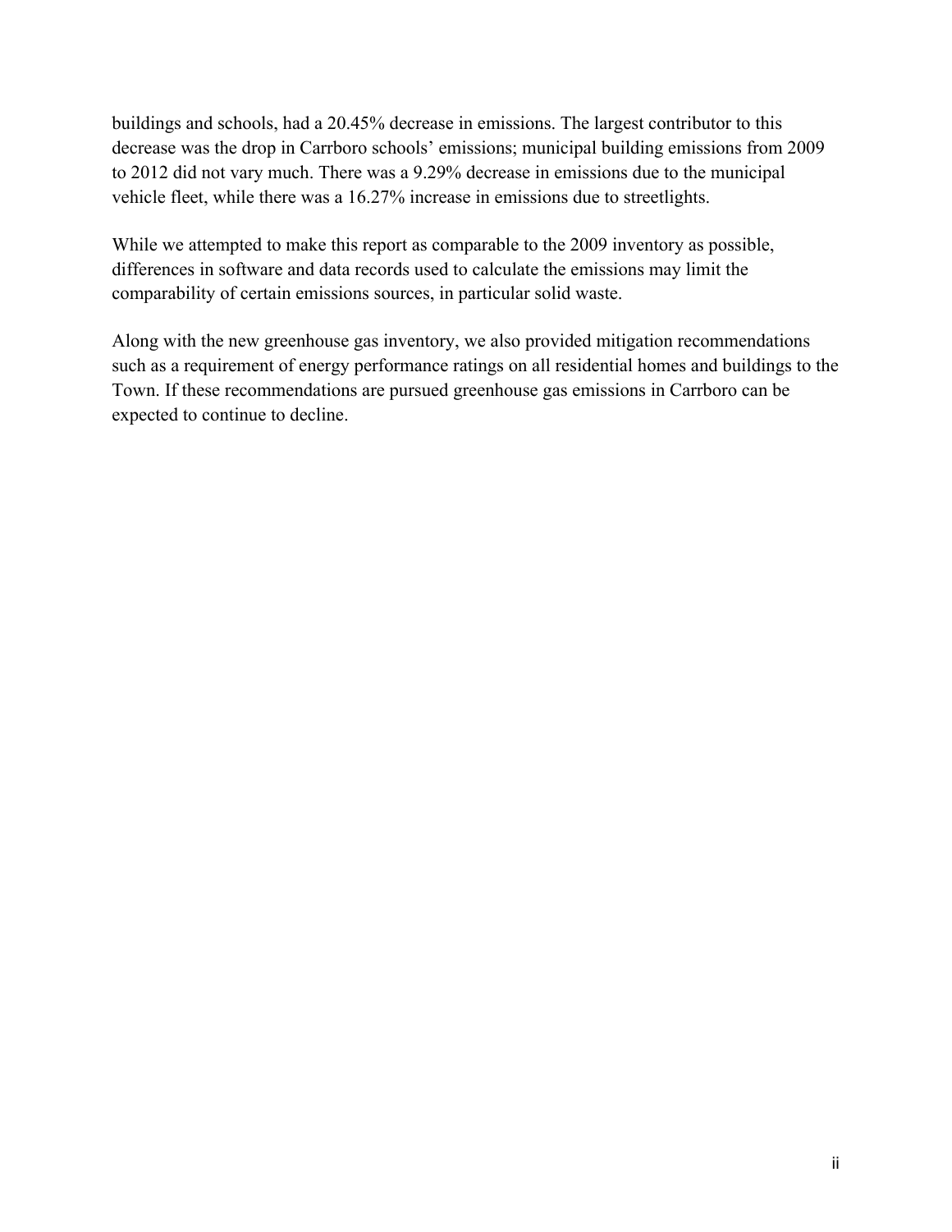buildings and schools, had a 20.45% decrease in emissions. The largest contributor to this decrease was the drop in Carrboro schools' emissions; municipal building emissions from 2009 to 2012 did not vary much. There was a 9.29% decrease in emissions due to the municipal vehicle fleet, while there was a 16.27% increase in emissions due to streetlights.

While we attempted to make this report as comparable to the 2009 inventory as possible, differences in software and data records used to calculate the emissions may limit the comparability of certain emissions sources, in particular solid waste.

Along with the new greenhouse gas inventory, we also provided mitigation recommendations such as a requirement of energy performance ratings on all residential homes and buildings to the Town. If these recommendations are pursued greenhouse gas emissions in Carrboro can be expected to continue to decline.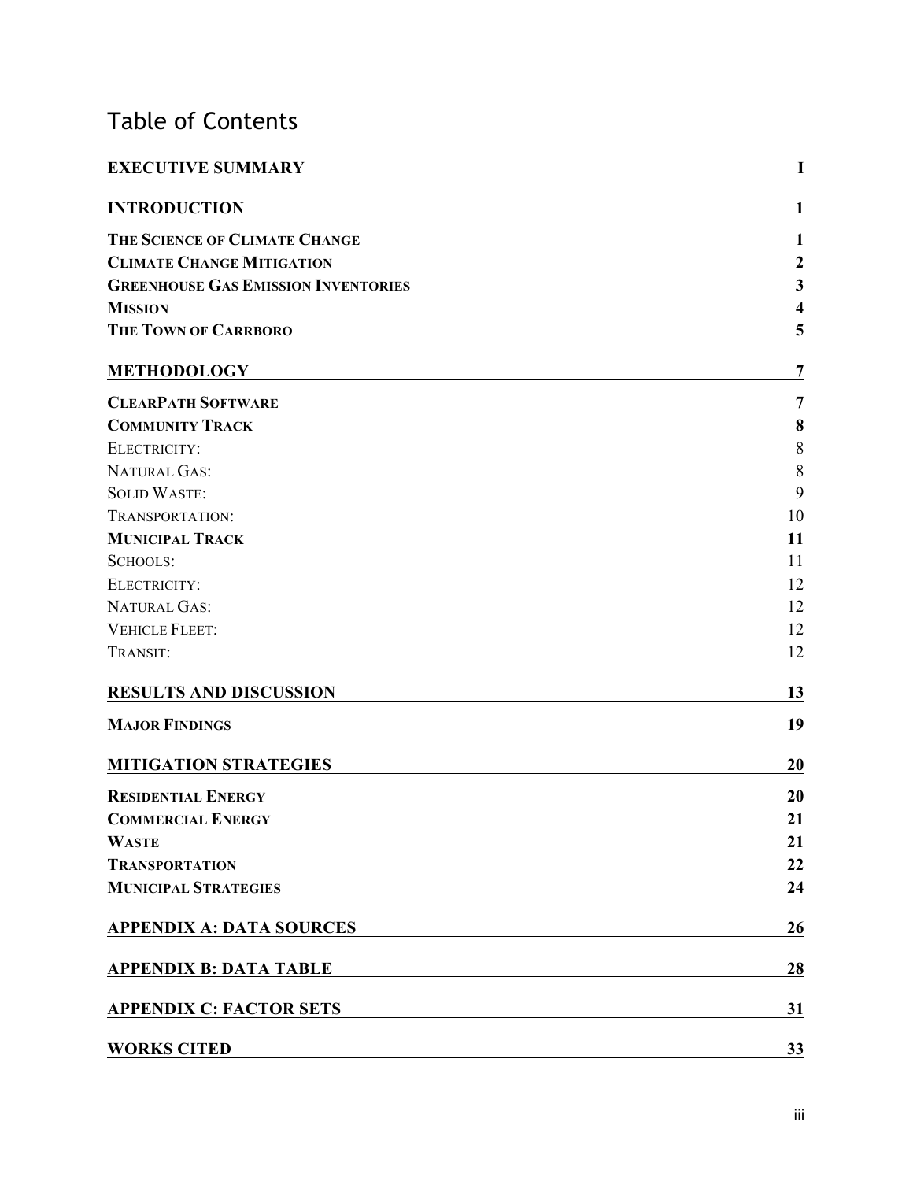# Table of Contents

| | |
|---|---|
| **EXECUTIVE SUMMARY** | **I** |
| **INTRODUCTION** | **1** |
| **THE SCIENCE OF CLIMATE CHANGE** | **1** |
| **CLIMATE CHANGE MITIGATION** | **2** |
| **GREENHOUSE GAS EMISSION INVENTORIES** | **3** |
| **MISSION** | **4** |
| **THE TOWN OF CARRBORO** | **5** |
| **METHODOLOGY** | **7** |
| **CLEARPATH SOFTWARE** | **7** |
| **COMMUNITY TRACK** | **8** |
| ELECTRICITY: | 8 |
| NATURAL GAS: | 8 |
| SOLID WASTE: | 9 |
| TRANSPORTATION: | 10 |
| **MUNICIPAL TRACK** | **11** |
| SCHOOLS: | 11 |
| ELECTRICITY: | 12 |
| NATURAL GAS: | 12 |
| VEHICLE FLEET: | 12 |
| TRANSIT: | 12 |
| **RESULTS AND DISCUSSION** | **13** |
| **MAJOR FINDINGS** | **19** |
| **MITIGATION STRATEGIES** | **20** |
| **RESIDENTIAL ENERGY** | **20** |
| **COMMERCIAL ENERGY** | **21** |
| **WASTE** | **21** |
| **TRANSPORTATION** | **22** |
| **MUNICIPAL STRATEGIES** | **24** |
| **APPENDIX A: DATA SOURCES** | **26** |
| **APPENDIX B: DATA TABLE** | **28** |
| **APPENDIX C: FACTOR SETS** | **31** |
| **WORKS CITED** | **33** |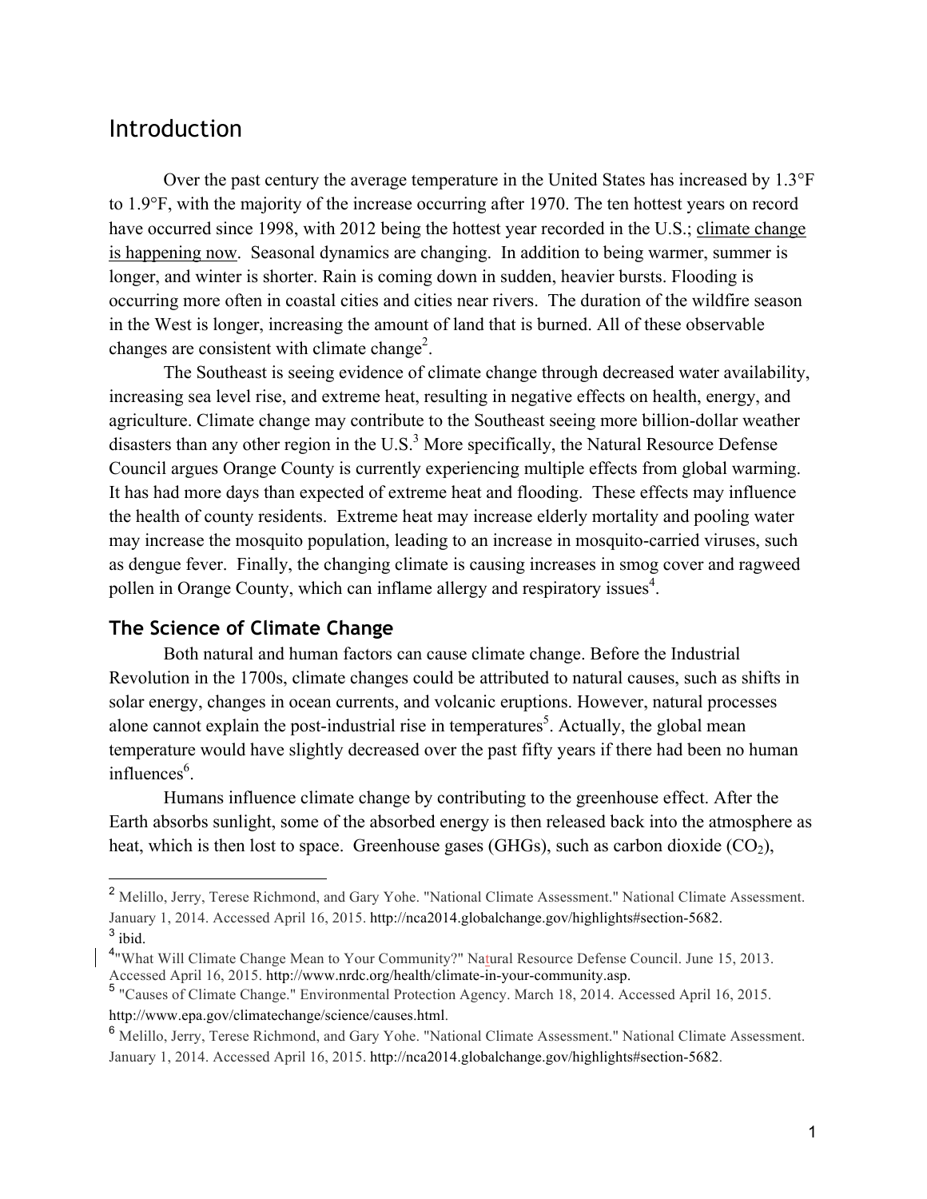# Introduction

Over the past century the average temperature in the United States has increased by 1.3°F to 1.9°F, with the majority of the increase occurring after 1970. The ten hottest years on record have occurred since 1998, with 2012 being the hottest year recorded in the U.S.; climate change is happening now. Seasonal dynamics are changing. In addition to being warmer, summer is longer, and winter is shorter. Rain is coming down in sudden, heavier bursts. Flooding is occurring more often in coastal cities and cities near rivers. The duration of the wildfire season in the West is longer, increasing the amount of land that is burned. All of these observable changes are consistent with climate change[2].

The Southeast is seeing evidence of climate change through decreased water availability, increasing sea level rise, and extreme heat, resulting in negative effects on health, energy, and agriculture. Climate change may contribute to the Southeast seeing more billion-dollar weather disasters than any other region in the U.S.[3] More specifically, the Natural Resource Defense Council argues Orange County is currently experiencing multiple effects from global warming. It has had more days than expected of extreme heat and flooding. These effects may influence the health of county residents. Extreme heat may increase elderly mortality and pooling water may increase the mosquito population, leading to an increase in mosquito-carried viruses, such as dengue fever. Finally, the changing climate is causing increases in smog cover and ragweed pollen in Orange County, which can inflame allergy and respiratory issues[4].

## The Science of Climate Change

Both natural and human factors can cause climate change. Before the Industrial Revolution in the 1700s, climate changes could be attributed to natural causes, such as shifts in solar energy, changes in ocean currents, and volcanic eruptions. However, natural processes alone cannot explain the post-industrial rise in temperatures[5]. Actually, the global mean temperature would have slightly decreased over the past fifty years if there had been no human influences[6].

Humans influence climate change by contributing to the greenhouse effect. After the Earth absorbs sunlight, some of the absorbed energy is then released back into the atmosphere as heat, which is then lost to space. Greenhouse gases (GHGs), such as carbon dioxide ($CO_2$),

---

[2] Melillo, Jerry, Terese Richmond, and Gary Yohe. "National Climate Assessment." National Climate Assessment. January 1, 2014. Accessed April 16, 2015. http://nca2014.globalchange.gov/highlights#section-5682.

[3] ibid.

[4] "What Will Climate Change Mean to Your Community?" Natural Resource Defense Council. June 15, 2013. Accessed April 16, 2015. http://www.nrdc.org/health/climate-in-your-community.asp.

[5] "Causes of Climate Change." Environmental Protection Agency. March 18, 2014. Accessed April 16, 2015. http://www.epa.gov/climatechange/science/causes.html.

[6] Melillo, Jerry, Terese Richmond, and Gary Yohe. "National Climate Assessment." National Climate Assessment. January 1, 2014. Accessed April 16, 2015. http://nca2014.globalchange.gov/highlights#section-5682.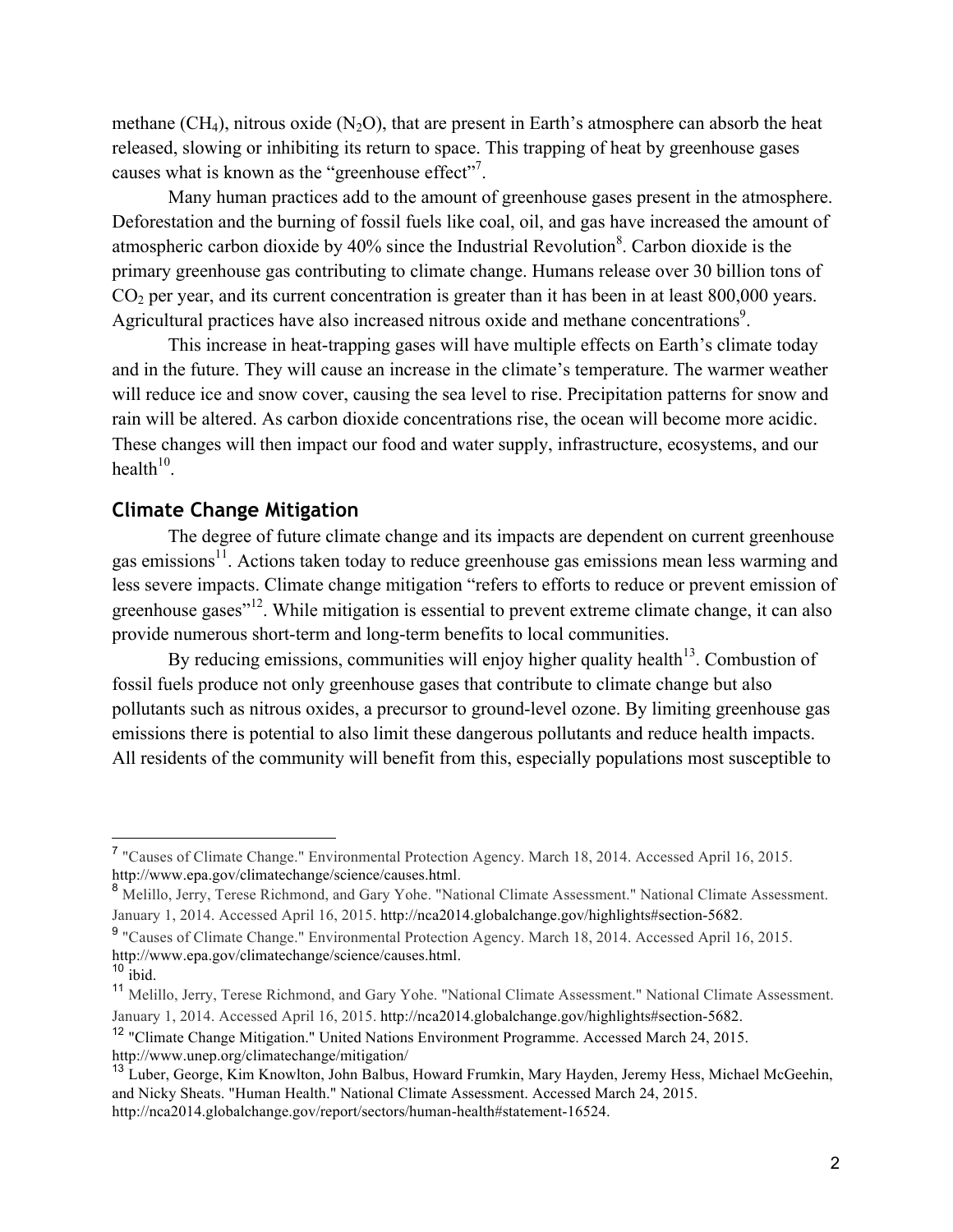methane ($CH_4$), nitrous oxide ($N_2O$), that are present in Earth's atmosphere can absorb the heat released, slowing or inhibiting its return to space. This trapping of heat by greenhouse gases causes what is known as the "greenhouse effect"[7].

Many human practices add to the amount of greenhouse gases present in the atmosphere. Deforestation and the burning of fossil fuels like coal, oil, and gas have increased the amount of atmospheric carbon dioxide by 40% since the Industrial Revolution[8]. Carbon dioxide is the primary greenhouse gas contributing to climate change. Humans release over 30 billion tons of $CO_2$ per year, and its current concentration is greater than it has been in at least 800,000 years. Agricultural practices have also increased nitrous oxide and methane concentrations[9].

This increase in heat-trapping gases will have multiple effects on Earth's climate today and in the future. They will cause an increase in the climate's temperature. The warmer weather will reduce ice and snow cover, causing the sea level to rise. Precipitation patterns for snow and rain will be altered. As carbon dioxide concentrations rise, the ocean will become more acidic. These changes will then impact our food and water supply, infrastructure, ecosystems, and our health[10].

## Climate Change Mitigation

The degree of future climate change and its impacts are dependent on current greenhouse gas emissions[11]. Actions taken today to reduce greenhouse gas emissions mean less warming and less severe impacts. Climate change mitigation "refers to efforts to reduce or prevent emission of greenhouse gases"[12]. While mitigation is essential to prevent extreme climate change, it can also provide numerous short-term and long-term benefits to local communities.

By reducing emissions, communities will enjoy higher quality health[13]. Combustion of fossil fuels produce not only greenhouse gases that contribute to climate change but also pollutants such as nitrous oxides, a precursor to ground-level ozone. By limiting greenhouse gas emissions there is potential to also limit these dangerous pollutants and reduce health impacts. All residents of the community will benefit from this, especially populations most susceptible to

---

[7] "Causes of Climate Change." Environmental Protection Agency. March 18, 2014. Accessed April 16, 2015. http://www.epa.gov/climatechange/science/causes.html.

[8] Melillo, Jerry, Terese Richmond, and Gary Yohe. "National Climate Assessment." National Climate Assessment. January 1, 2014. Accessed April 16, 2015. http://nca2014.globalchange.gov/highlights#section-5682.

[9] "Causes of Climate Change." Environmental Protection Agency. March 18, 2014. Accessed April 16, 2015. http://www.epa.gov/climatechange/science/causes.html.

[10] ibid.

[11] Melillo, Jerry, Terese Richmond, and Gary Yohe. "National Climate Assessment." National Climate Assessment. January 1, 2014. Accessed April 16, 2015. http://nca2014.globalchange.gov/highlights#section-5682.

[12] "Climate Change Mitigation." United Nations Environment Programme. Accessed March 24, 2015. http://www.unep.org/climatechange/mitigation/

[13] Luber, George, Kim Knowlton, John Balbus, Howard Frumkin, Mary Hayden, Jeremy Hess, Michael McGeehin, and Nicky Sheats. "Human Health." National Climate Assessment. Accessed March 24, 2015. http://nca2014.globalchange.gov/report/sectors/human-health#statement-16524.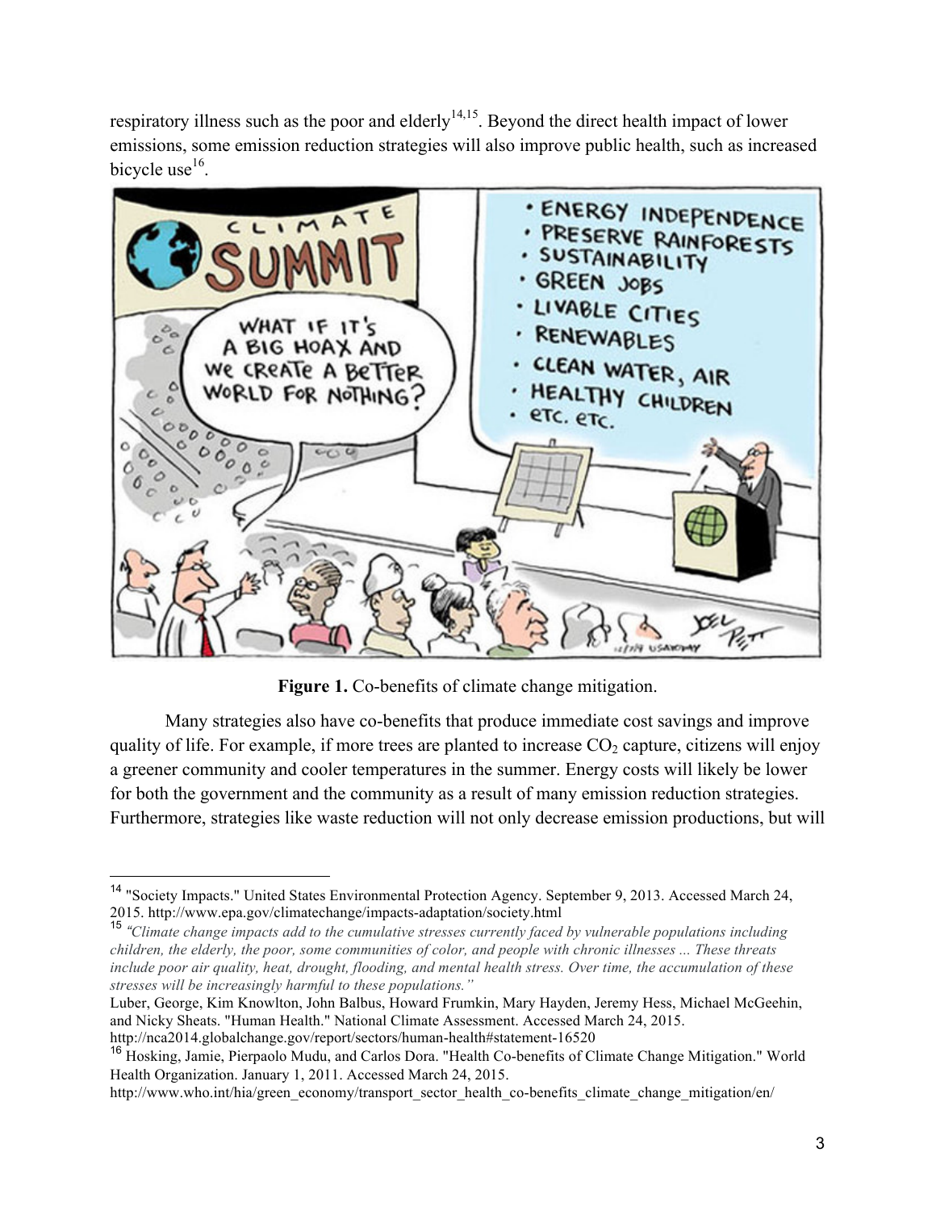respiratory illness such as the poor and elderly[14,15]. Beyond the direct health impact of lower emissions, some emission reduction strategies will also improve public health, such as increased bicycle use[16].

**Figure 1.** Co-benefits of climate change mitigation.

Many strategies also have co-benefits that produce immediate cost savings and improve quality of life. For example, if more trees are planted to increase $CO_2$ capture, citizens will enjoy a greener community and cooler temperatures in the summer. Energy costs will likely be lower for both the government and the community as a result of many emission reduction strategies. Furthermore, strategies like waste reduction will not only decrease emission productions, but will

---

[14] "Society Impacts." United States Environmental Protection Agency. September 9, 2013. Accessed March 24, 2015. http://www.epa.gov/climatechange/impacts-adaptation/society.html

[15] *"Climate change impacts add to the cumulative stresses currently faced by vulnerable populations including children, the elderly, the poor, some communities of color, and people with chronic illnesses ... These threats include poor air quality, heat, drought, flooding, and mental health stress. Over time, the accumulation of these stresses will be increasingly harmful to these populations."*

Luber, George, Kim Knowlton, John Balbus, Howard Frumkin, Mary Hayden, Jeremy Hess, Michael McGeehin, and Nicky Sheats. "Human Health." National Climate Assessment. Accessed March 24, 2015. http://nca2014.globalchange.gov/report/sectors/human-health#statement-16520

[16] Hosking, Jamie, Pierpaolo Mudu, and Carlos Dora. "Health Co-benefits of Climate Change Mitigation." World Health Organization. January 1, 2011. Accessed March 24, 2015. http://www.who.int/hia/green_economy/transport_sector_health_co-benefits_climate_change_mitigation/en/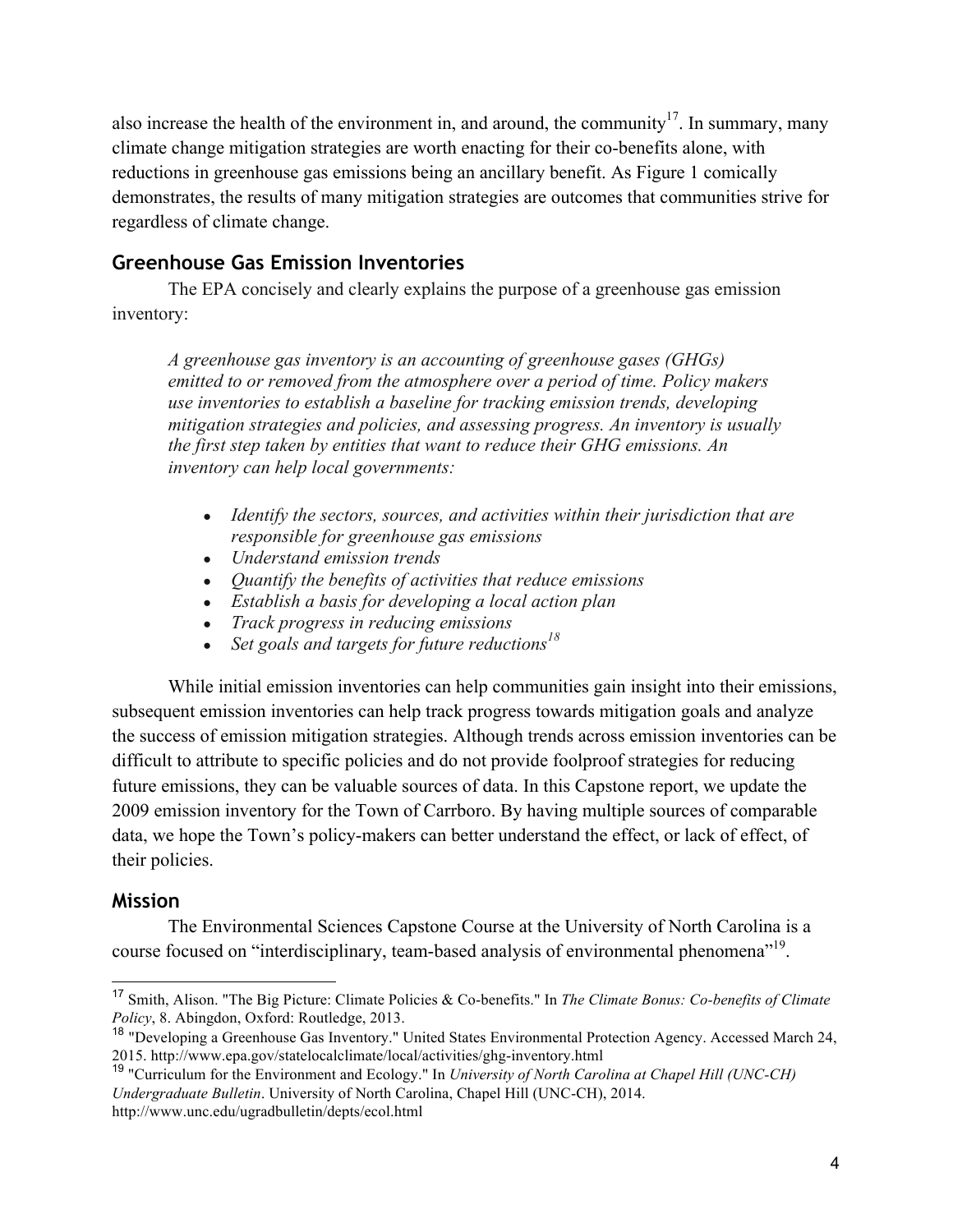also increase the health of the environment in, and around, the community[17]. In summary, many climate change mitigation strategies are worth enacting for their co-benefits alone, with reductions in greenhouse gas emissions being an ancillary benefit. As Figure 1 comically demonstrates, the results of many mitigation strategies are outcomes that communities strive for regardless of climate change.

## Greenhouse Gas Emission Inventories

The EPA concisely and clearly explains the purpose of a greenhouse gas emission inventory:

> *A greenhouse gas inventory is an accounting of greenhouse gases (GHGs) emitted to or removed from the atmosphere over a period of time. Policy makers use inventories to establish a baseline for tracking emission trends, developing mitigation strategies and policies, and assessing progress. An inventory is usually the first step taken by entities that want to reduce their GHG emissions. An inventory can help local governments:*
>
> - *Identify the sectors, sources, and activities within their jurisdiction that are responsible for greenhouse gas emissions*
> - *Understand emission trends*
> - *Quantify the benefits of activities that reduce emissions*
> - *Establish a basis for developing a local action plan*
> - *Track progress in reducing emissions*
> - *Set goals and targets for future reductions*[18]

While initial emission inventories can help communities gain insight into their emissions, subsequent emission inventories can help track progress towards mitigation goals and analyze the success of emission mitigation strategies. Although trends across emission inventories can be difficult to attribute to specific policies and do not provide foolproof strategies for reducing future emissions, they can be valuable sources of data. In this Capstone report, we update the 2009 emission inventory for the Town of Carrboro. By having multiple sources of comparable data, we hope the Town's policy-makers can better understand the effect, or lack of effect, of their policies.

## Mission

The Environmental Sciences Capstone Course at the University of North Carolina is a course focused on "interdisciplinary, team-based analysis of environmental phenomena"[19].

---

[17] Smith, Alison. "The Big Picture: Climate Policies & Co-benefits." In *The Climate Bonus: Co-benefits of Climate Policy*, 8. Abingdon, Oxford: Routledge, 2013.

[18] "Developing a Greenhouse Gas Inventory." United States Environmental Protection Agency. Accessed March 24, 2015. http://www.epa.gov/statelocalclimate/local/activities/ghg-inventory.html

[19] "Curriculum for the Environment and Ecology." In *University of North Carolina at Chapel Hill (UNC-CH) Undergraduate Bulletin*. University of North Carolina, Chapel Hill (UNC-CH), 2014. http://www.unc.edu/ugradbulletin/depts/ecol.html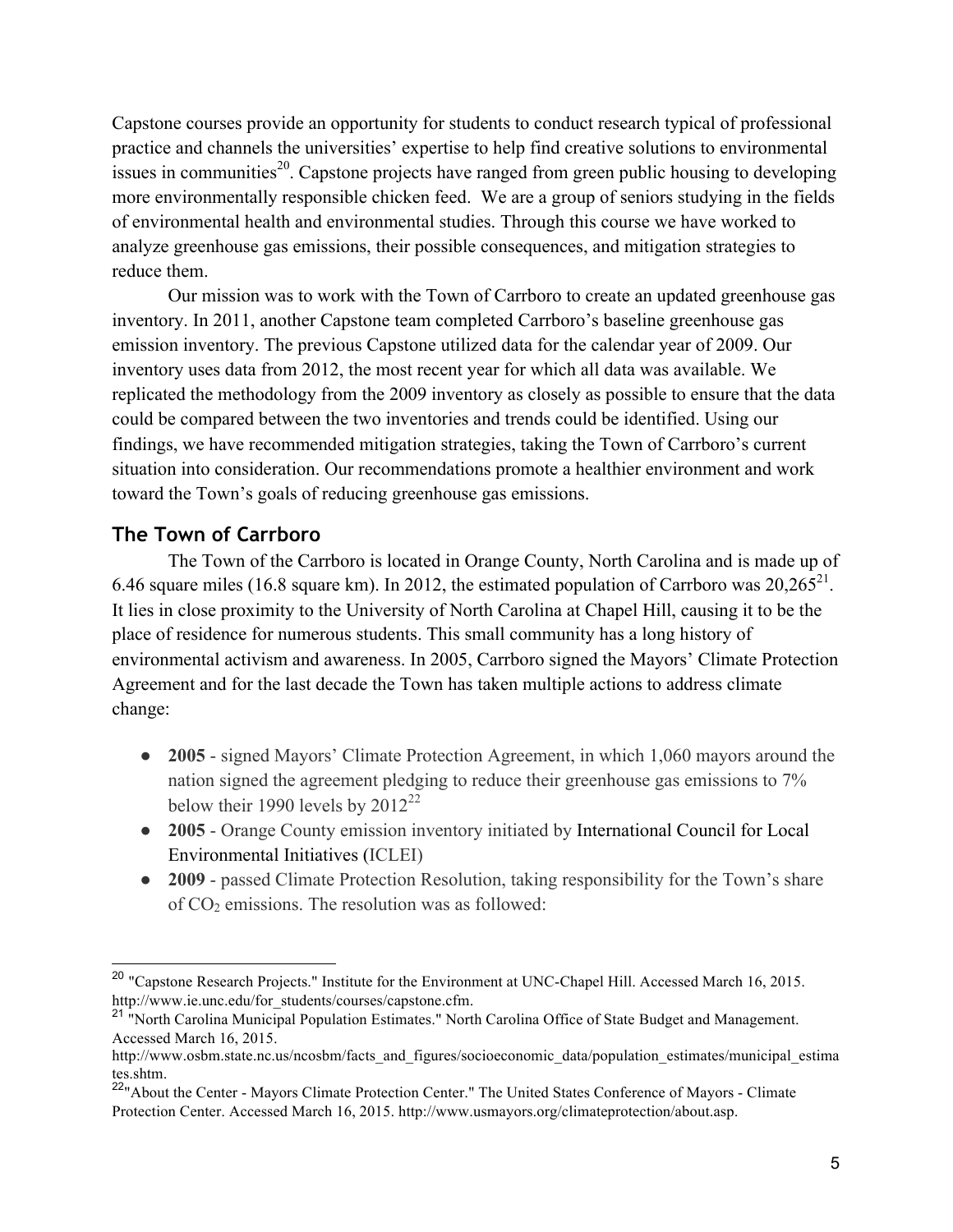Capstone courses provide an opportunity for students to conduct research typical of professional practice and channels the universities' expertise to help find creative solutions to environmental issues in communities[20]. Capstone projects have ranged from green public housing to developing more environmentally responsible chicken feed. We are a group of seniors studying in the fields of environmental health and environmental studies. Through this course we have worked to analyze greenhouse gas emissions, their possible consequences, and mitigation strategies to reduce them.

Our mission was to work with the Town of Carrboro to create an updated greenhouse gas inventory. In 2011, another Capstone team completed Carrboro's baseline greenhouse gas emission inventory. The previous Capstone utilized data for the calendar year of 2009. Our inventory uses data from 2012, the most recent year for which all data was available. We replicated the methodology from the 2009 inventory as closely as possible to ensure that the data could be compared between the two inventories and trends could be identified. Using our findings, we have recommended mitigation strategies, taking the Town of Carrboro's current situation into consideration. Our recommendations promote a healthier environment and work toward the Town's goals of reducing greenhouse gas emissions.

## The Town of Carrboro

The Town of the Carrboro is located in Orange County, North Carolina and is made up of 6.46 square miles (16.8 square km). In 2012, the estimated population of Carrboro was 20,265[21]. It lies in close proximity to the University of North Carolina at Chapel Hill, causing it to be the place of residence for numerous students. This small community has a long history of environmental activism and awareness. In 2005, Carrboro signed the Mayors' Climate Protection Agreement and for the last decade the Town has taken multiple actions to address climate change:

- **2005** - signed Mayors' Climate Protection Agreement, in which 1,060 mayors around the nation signed the agreement pledging to reduce their greenhouse gas emissions to 7% below their 1990 levels by 2012[22]
- **2005** - Orange County emission inventory initiated by International Council for Local Environmental Initiatives (ICLEI)
- **2009** - passed Climate Protection Resolution, taking responsibility for the Town's share of $CO_2$ emissions. The resolution was as followed:

---

[20] "Capstone Research Projects." Institute for the Environment at UNC-Chapel Hill. Accessed March 16, 2015. http://www.ie.unc.edu/for_students/courses/capstone.cfm.

[21] "North Carolina Municipal Population Estimates." North Carolina Office of State Budget and Management. Accessed March 16, 2015. http://www.osbm.state.nc.us/ncosbm/facts_and_figures/socioeconomic_data/population_estimates/municipal_estimates.shtm.

[22] "About the Center - Mayors Climate Protection Center." The United States Conference of Mayors - Climate Protection Center. Accessed March 16, 2015. http://www.usmayors.org/climateprotection/about.asp.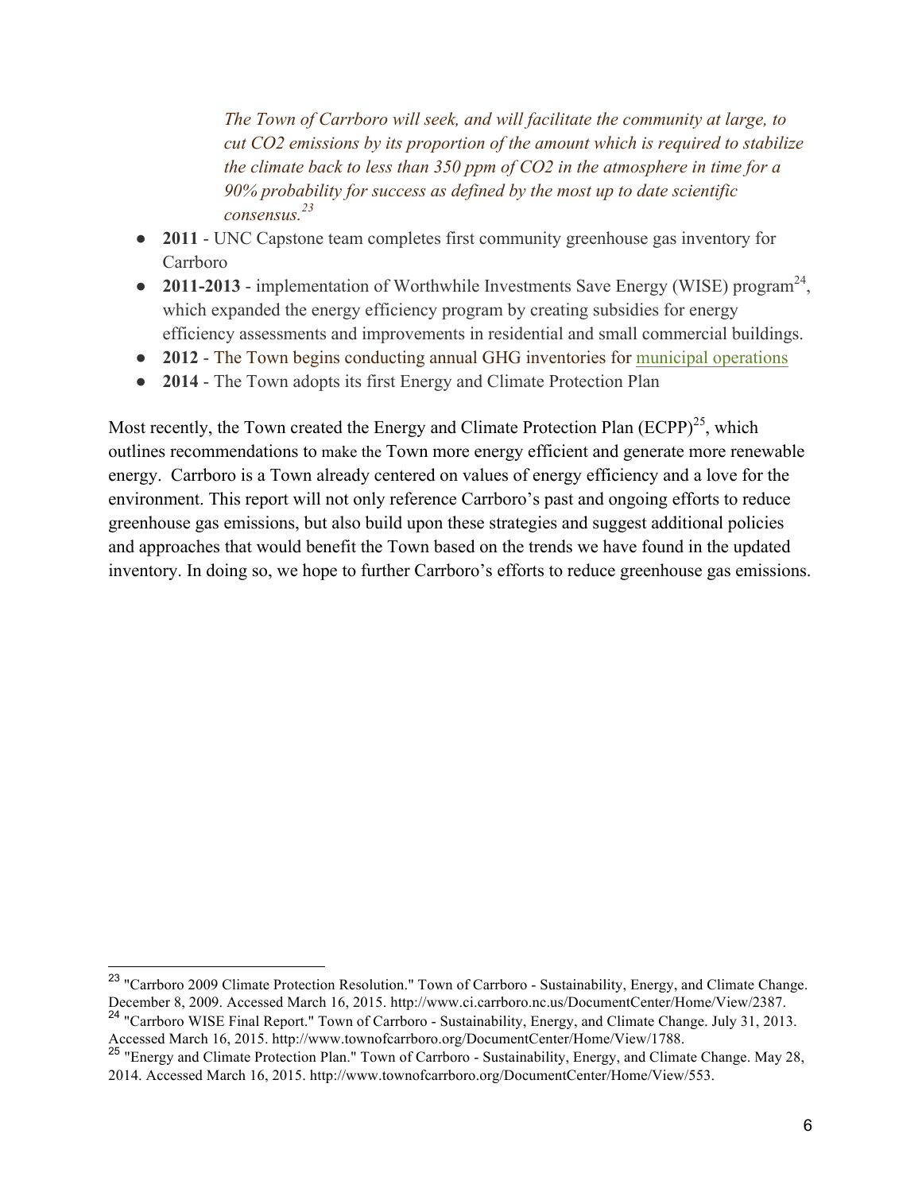*The Town of Carrboro will seek, and will facilitate the community at large, to cut CO2 emissions by its proportion of the amount which is required to stabilize the climate back to less than 350 ppm of CO2 in the atmosphere in time for a 90% probability for success as defined by the most up to date scientific consensus.*[23]

- **2011** - UNC Capstone team completes first community greenhouse gas inventory for Carrboro
- **2011-2013** - implementation of Worthwhile Investments Save Energy (WISE) program[24], which expanded the energy efficiency program by creating subsidies for energy efficiency assessments and improvements in residential and small commercial buildings.
- **2012** - The Town begins conducting annual GHG inventories for municipal operations
- **2014** - The Town adopts its first Energy and Climate Protection Plan

Most recently, the Town created the Energy and Climate Protection Plan (ECPP)[25], which outlines recommendations to make the Town more energy efficient and generate more renewable energy. Carrboro is a Town already centered on values of energy efficiency and a love for the environment. This report will not only reference Carrboro's past and ongoing efforts to reduce greenhouse gas emissions, but also build upon these strategies and suggest additional policies and approaches that would benefit the Town based on the trends we have found in the updated inventory. In doing so, we hope to further Carrboro's efforts to reduce greenhouse gas emissions.

---

[23] "Carrboro 2009 Climate Protection Resolution." Town of Carrboro - Sustainability, Energy, and Climate Change. December 8, 2009. Accessed March 16, 2015. http://www.ci.carrboro.nc.us/DocumentCenter/Home/View/2387.

[24] "Carrboro WISE Final Report." Town of Carrboro - Sustainability, Energy, and Climate Change. July 31, 2013. Accessed March 16, 2015. http://www.townofcarrboro.org/DocumentCenter/Home/View/1788.

[25] "Energy and Climate Protection Plan." Town of Carrboro - Sustainability, Energy, and Climate Change. May 28, 2014. Accessed March 16, 2015. http://www.townofcarrboro.org/DocumentCenter/Home/View/553.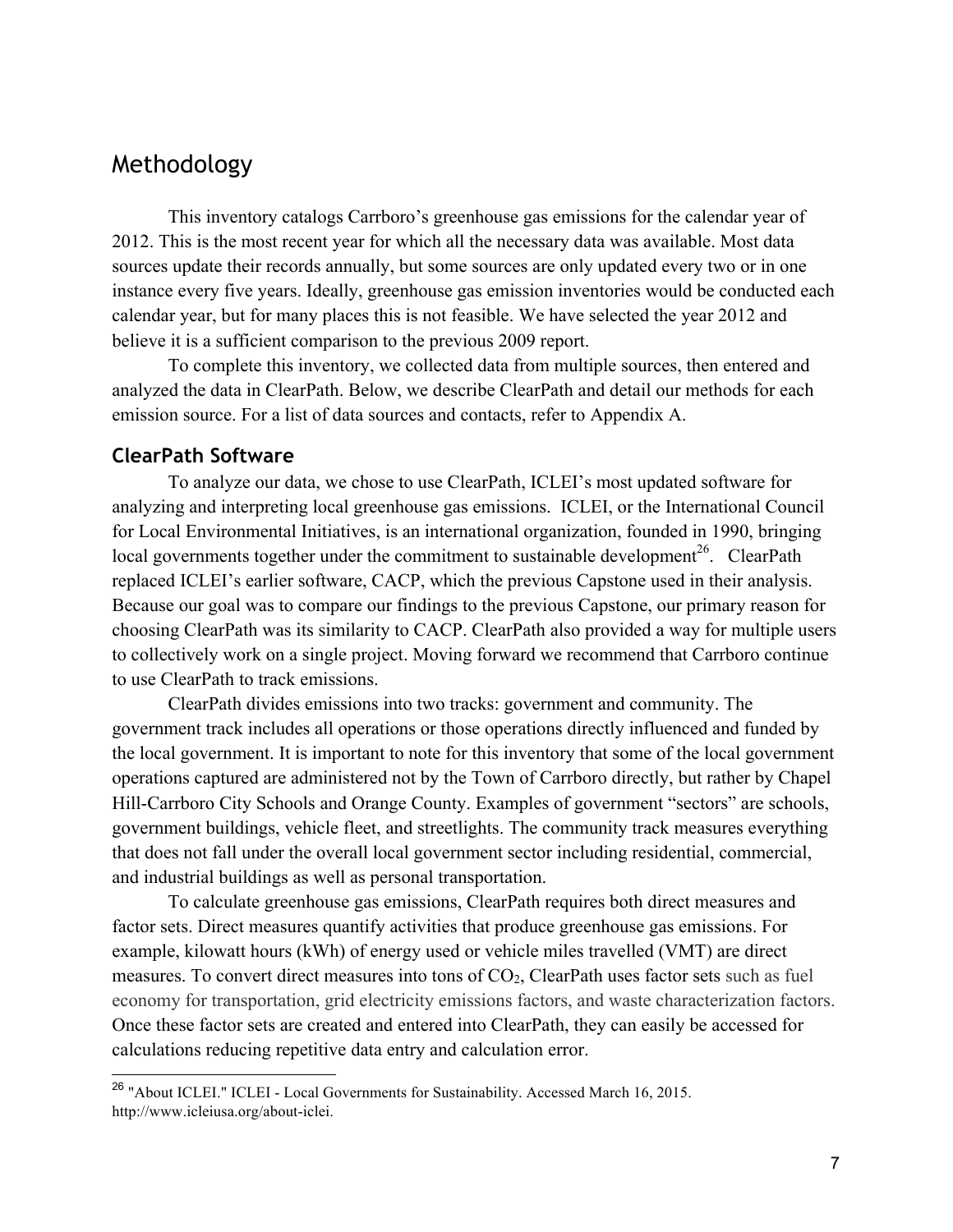## Methodology

This inventory catalogs Carrboro's greenhouse gas emissions for the calendar year of 2012. This is the most recent year for which all the necessary data was available. Most data sources update their records annually, but some sources are only updated every two or in one instance every five years. Ideally, greenhouse gas emission inventories would be conducted each calendar year, but for many places this is not feasible. We have selected the year 2012 and believe it is a sufficient comparison to the previous 2009 report.

To complete this inventory, we collected data from multiple sources, then entered and analyzed the data in ClearPath. Below, we describe ClearPath and detail our methods for each emission source. For a list of data sources and contacts, refer to Appendix A.

### ClearPath Software

To analyze our data, we chose to use ClearPath, ICLEI's most updated software for analyzing and interpreting local greenhouse gas emissions. ICLEI, or the International Council for Local Environmental Initiatives, is an international organization, founded in 1990, bringing local governments together under the commitment to sustainable development[26]. ClearPath replaced ICLEI's earlier software, CACP, which the previous Capstone used in their analysis. Because our goal was to compare our findings to the previous Capstone, our primary reason for choosing ClearPath was its similarity to CACP. ClearPath also provided a way for multiple users to collectively work on a single project. Moving forward we recommend that Carrboro continue to use ClearPath to track emissions.

ClearPath divides emissions into two tracks: government and community. The government track includes all operations or those operations directly influenced and funded by the local government. It is important to note for this inventory that some of the local government operations captured are administered not by the Town of Carrboro directly, but rather by Chapel Hill-Carrboro City Schools and Orange County. Examples of government "sectors" are schools, government buildings, vehicle fleet, and streetlights. The community track measures everything that does not fall under the overall local government sector including residential, commercial, and industrial buildings as well as personal transportation.

To calculate greenhouse gas emissions, ClearPath requires both direct measures and factor sets. Direct measures quantify activities that produce greenhouse gas emissions. For example, kilowatt hours (kWh) of energy used or vehicle miles travelled (VMT) are direct measures. To convert direct measures into tons of $CO_2$, ClearPath uses factor sets such as fuel economy for transportation, grid electricity emissions factors, and waste characterization factors. Once these factor sets are created and entered into ClearPath, they can easily be accessed for calculations reducing repetitive data entry and calculation error.

---

[26] "About ICLEI." ICLEI - Local Governments for Sustainability. Accessed March 16, 2015. http://www.icleiusa.org/about-iclei.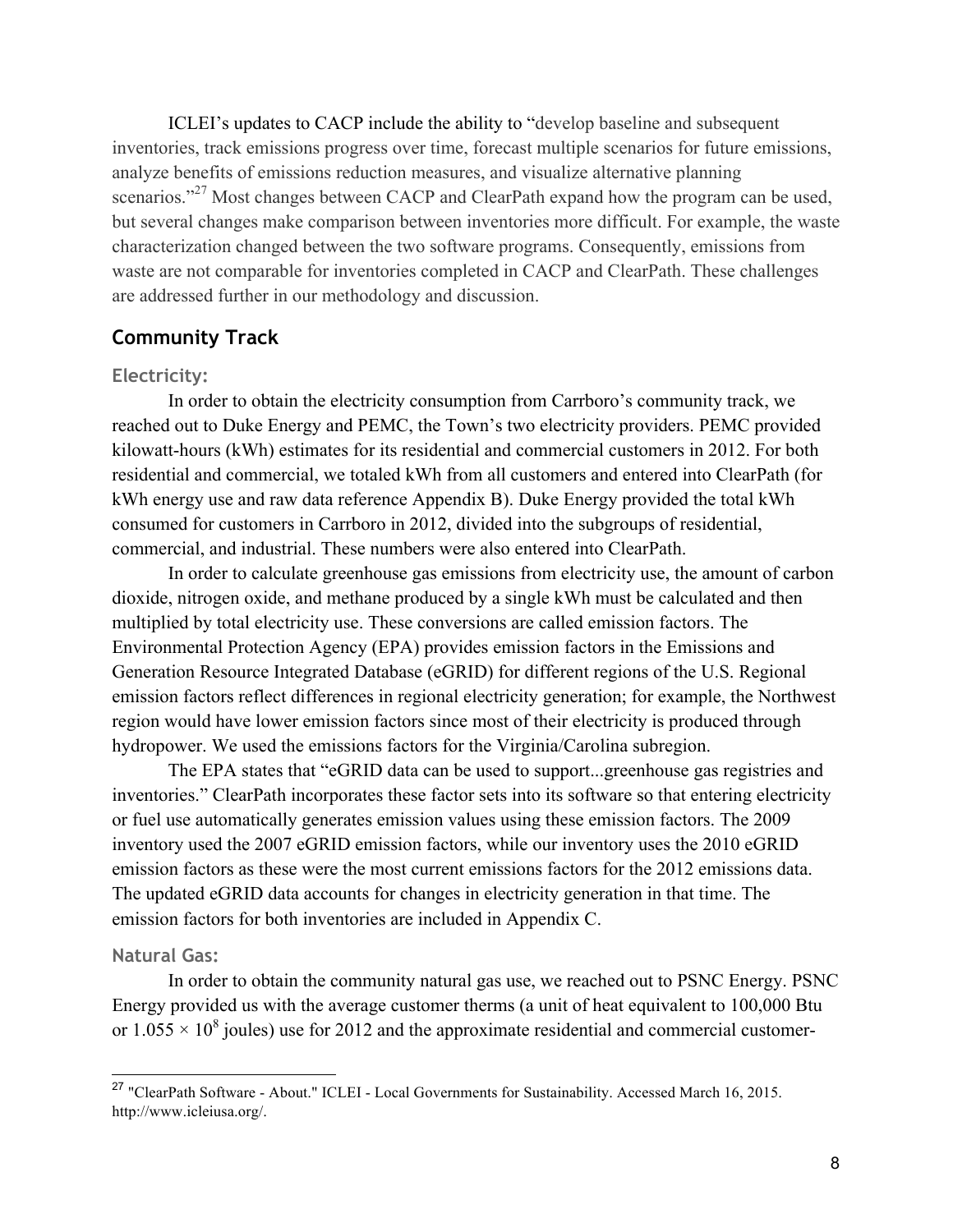ICLEI's updates to CACP include the ability to "develop baseline and subsequent inventories, track emissions progress over time, forecast multiple scenarios for future emissions, analyze benefits of emissions reduction measures, and visualize alternative planning scenarios."[27] Most changes between CACP and ClearPath expand how the program can be used, but several changes make comparison between inventories more difficult. For example, the waste characterization changed between the two software programs. Consequently, emissions from waste are not comparable for inventories completed in CACP and ClearPath. These challenges are addressed further in our methodology and discussion.

## Community Track

### Electricity:

In order to obtain the electricity consumption from Carrboro's community track, we reached out to Duke Energy and PEMC, the Town's two electricity providers. PEMC provided kilowatt-hours (kWh) estimates for its residential and commercial customers in 2012. For both residential and commercial, we totaled kWh from all customers and entered into ClearPath (for kWh energy use and raw data reference Appendix B). Duke Energy provided the total kWh consumed for customers in Carrboro in 2012, divided into the subgroups of residential, commercial, and industrial. These numbers were also entered into ClearPath.

In order to calculate greenhouse gas emissions from electricity use, the amount of carbon dioxide, nitrogen oxide, and methane produced by a single kWh must be calculated and then multiplied by total electricity use. These conversions are called emission factors. The Environmental Protection Agency (EPA) provides emission factors in the Emissions and Generation Resource Integrated Database (eGRID) for different regions of the U.S. Regional emission factors reflect differences in regional electricity generation; for example, the Northwest region would have lower emission factors since most of their electricity is produced through hydropower. We used the emissions factors for the Virginia/Carolina subregion.

The EPA states that "eGRID data can be used to support...greenhouse gas registries and inventories." ClearPath incorporates these factor sets into its software so that entering electricity or fuel use automatically generates emission values using these emission factors. The 2009 inventory used the 2007 eGRID emission factors, while our inventory uses the 2010 eGRID emission factors as these were the most current emissions factors for the 2012 emissions data. The updated eGRID data accounts for changes in electricity generation in that time. The emission factors for both inventories are included in Appendix C.

### Natural Gas:

In order to obtain the community natural gas use, we reached out to PSNC Energy. PSNC Energy provided us with the average customer therms (a unit of heat equivalent to 100,000 Btu or $1.055 \times 10^8$ joules) use for 2012 and the approximate residential and commercial customer-

---

[27] "ClearPath Software - About." ICLEI - Local Governments for Sustainability. Accessed March 16, 2015. http://www.icleiusa.org/.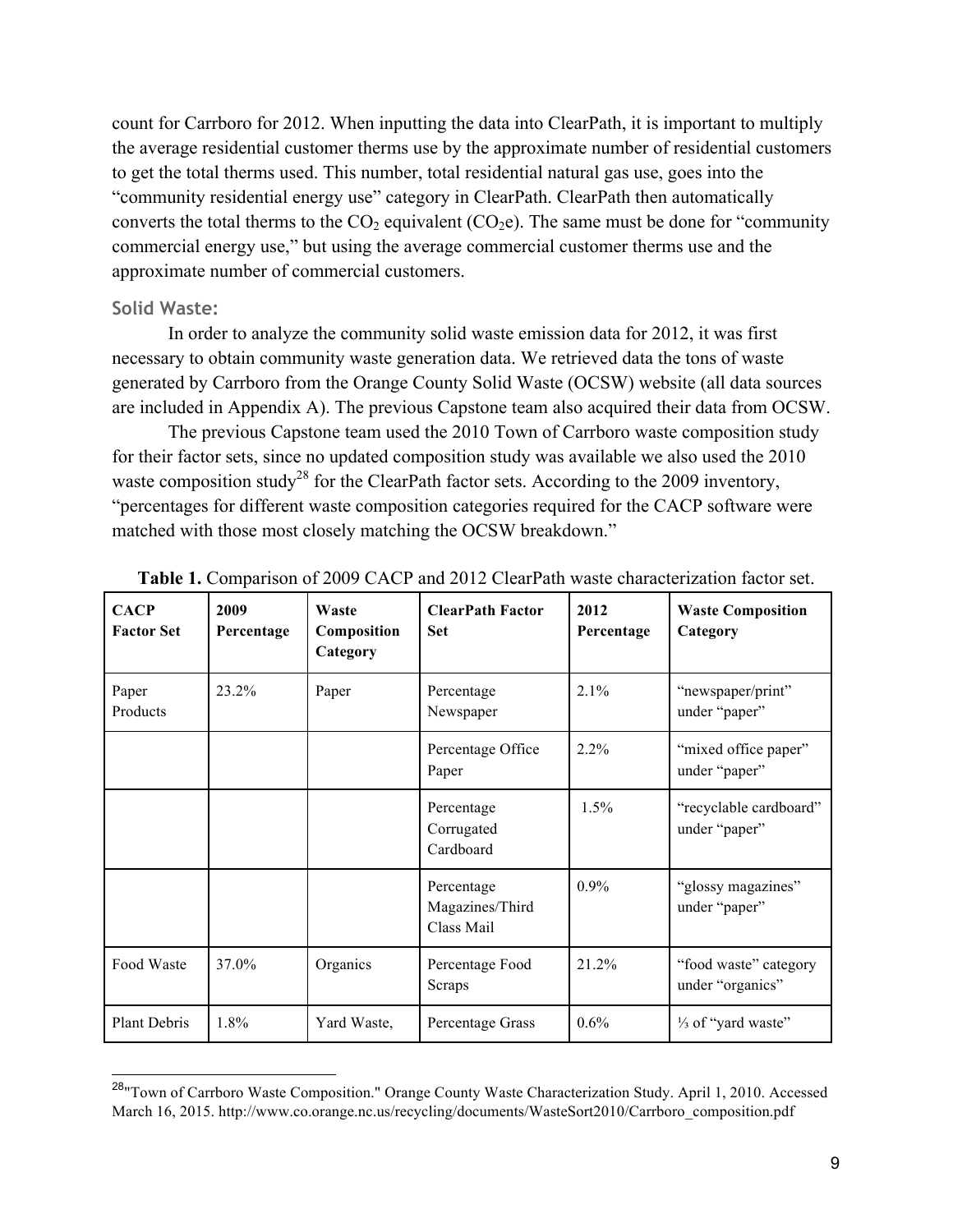count for Carrboro for 2012. When inputting the data into ClearPath, it is important to multiply the average residential customer therms use by the approximate number of residential customers to get the total therms used. This number, total residential natural gas use, goes into the "community residential energy use" category in ClearPath. ClearPath then automatically converts the total therms to the $CO_2$ equivalent ($CO_2e$). The same must be done for "community commercial energy use," but using the average commercial customer therms use and the approximate number of commercial customers.

### Solid Waste:

In order to analyze the community solid waste emission data for 2012, it was first necessary to obtain community waste generation data. We retrieved data the tons of waste generated by Carrboro from the Orange County Solid Waste (OCSW) website (all data sources are included in Appendix A). The previous Capstone team also acquired their data from OCSW.

The previous Capstone team used the 2010 Town of Carrboro waste composition study for their factor sets, since no updated composition study was available we also used the 2010 waste composition study[28] for the ClearPath factor sets. According to the 2009 inventory, "percentages for different waste composition categories required for the CACP software were matched with those most closely matching the OCSW breakdown."

**Table 1.** Comparison of 2009 CACP and 2012 ClearPath waste characterization factor set.

| CACP Factor Set | 2009 Percentage | Waste Composition Category | ClearPath Factor Set | 2012 Percentage | Waste Composition Category |
|---|---|---|---|---|---|
| Paper Products | 23.2% | Paper | Percentage Newspaper | 2.1% | "newspaper/print" under "paper" |
| | | | Percentage Office Paper | 2.2% | "mixed office paper" under "paper" |
| | | | Percentage Corrugated Cardboard | 1.5% | "recyclable cardboard" under "paper" |
| | | | Percentage Magazines/Third Class Mail | 0.9% | "glossy magazines" under "paper" |
| Food Waste | 37.0% | Organics | Percentage Food Scraps | 21.2% | "food waste" category under "organics" |
| Plant Debris | 1.8% | Yard Waste, | Percentage Grass | 0.6% | ⅓ of "yard waste" |

[28]"Town of Carrboro Waste Composition." Orange County Waste Characterization Study. April 1, 2010. Accessed March 16, 2015. http://www.co.orange.nc.us/recycling/documents/WasteSort2010/Carrboro_composition.pdf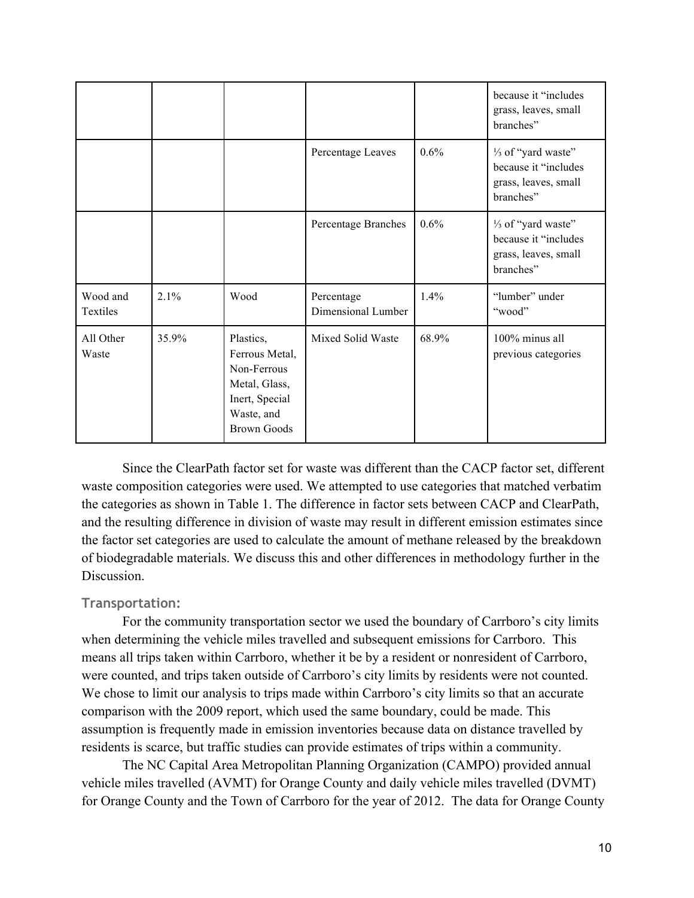| | | | | | because it "includes grass, leaves, small branches" |
|---|---|---|---|---|---|
| | | | Percentage Leaves | 0.6% | ⅓ of "yard waste" because it "includes grass, leaves, small branches" |
| | | | Percentage Branches | 0.6% | ⅓ of "yard waste" because it "includes grass, leaves, small branches" |
| Wood and Textiles | 2.1% | Wood | Percentage Dimensional Lumber | 1.4% | "lumber" under "wood" |
| All Other Waste | 35.9% | Plastics, Ferrous Metal, Non-Ferrous Metal, Glass, Inert, Special Waste, and Brown Goods | Mixed Solid Waste | 68.9% | 100% minus all previous categories |

Since the ClearPath factor set for waste was different than the CACP factor set, different waste composition categories were used. We attempted to use categories that matched verbatim the categories as shown in Table 1. The difference in factor sets between CACP and ClearPath, and the resulting difference in division of waste may result in different emission estimates since the factor set categories are used to calculate the amount of methane released by the breakdown of biodegradable materials. We discuss this and other differences in methodology further in the Discussion.

### Transportation:

For the community transportation sector we used the boundary of Carrboro's city limits when determining the vehicle miles travelled and subsequent emissions for Carrboro. This means all trips taken within Carrboro, whether it be by a resident or nonresident of Carrboro, were counted, and trips taken outside of Carrboro's city limits by residents were not counted. We chose to limit our analysis to trips made within Carrboro's city limits so that an accurate comparison with the 2009 report, which used the same boundary, could be made. This assumption is frequently made in emission inventories because data on distance travelled by residents is scarce, but traffic studies can provide estimates of trips within a community.

The NC Capital Area Metropolitan Planning Organization (CAMPO) provided annual vehicle miles travelled (AVMT) for Orange County and daily vehicle miles travelled (DVMT) for Orange County and the Town of Carrboro for the year of 2012. The data for Orange County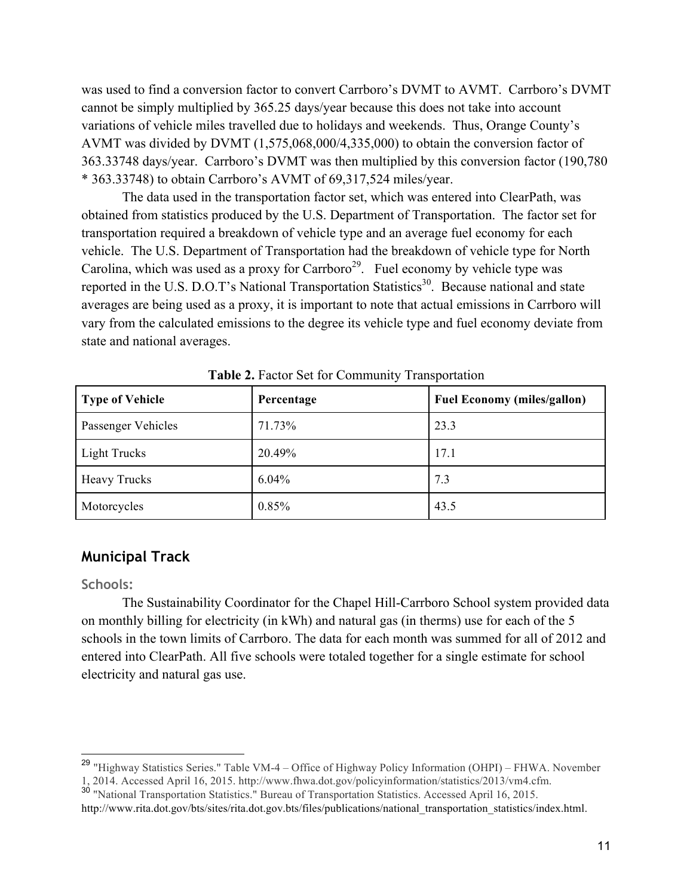was used to find a conversion factor to convert Carrboro's DVMT to AVMT. Carrboro's DVMT cannot be simply multiplied by 365.25 days/year because this does not take into account variations of vehicle miles travelled due to holidays and weekends. Thus, Orange County's AVMT was divided by DVMT (1,575,068,000/4,335,000) to obtain the conversion factor of 363.33748 days/year. Carrboro's DVMT was then multiplied by this conversion factor (190,780 * 363.33748) to obtain Carrboro's AVMT of 69,317,524 miles/year.

The data used in the transportation factor set, which was entered into ClearPath, was obtained from statistics produced by the U.S. Department of Transportation. The factor set for transportation required a breakdown of vehicle type and an average fuel economy for each vehicle. The U.S. Department of Transportation had the breakdown of vehicle type for North Carolina, which was used as a proxy for Carrboro[29]. Fuel economy by vehicle type was reported in the U.S. D.O.T's National Transportation Statistics[30]. Because national and state averages are being used as a proxy, it is important to note that actual emissions in Carrboro will vary from the calculated emissions to the degree its vehicle type and fuel economy deviate from state and national averages.

**Table 2.** Factor Set for Community Transportation

| Type of Vehicle | Percentage | Fuel Economy (miles/gallon) |
|---|---|---|
| Passenger Vehicles | 71.73% | 23.3 |
| Light Trucks | 20.49% | 17.1 |
| Heavy Trucks | 6.04% | 7.3 |
| Motorcycles | 0.85% | 43.5 |

## Municipal Track

### Schools:

The Sustainability Coordinator for the Chapel Hill-Carrboro School system provided data on monthly billing for electricity (in kWh) and natural gas (in therms) use for each of the 5 schools in the town limits of Carrboro. The data for each month was summed for all of 2012 and entered into ClearPath. All five schools were totaled together for a single estimate for school electricity and natural gas use.

---

[29] "Highway Statistics Series." Table VM-4 – Office of Highway Policy Information (OHPI) – FHWA. November 1, 2014. Accessed April 16, 2015. http://www.fhwa.dot.gov/policyinformation/statistics/2013/vm4.cfm.

[30] "National Transportation Statistics." Bureau of Transportation Statistics. Accessed April 16, 2015. http://www.rita.dot.gov/bts/sites/rita.dot.gov.bts/files/publications/national_transportation_statistics/index.html.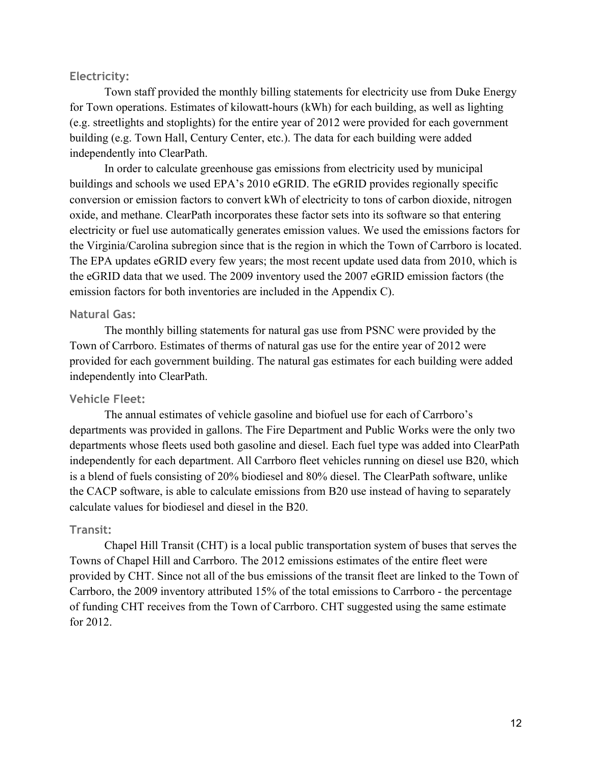### Electricity:

Town staff provided the monthly billing statements for electricity use from Duke Energy for Town operations. Estimates of kilowatt-hours (kWh) for each building, as well as lighting (e.g. streetlights and stoplights) for the entire year of 2012 were provided for each government building (e.g. Town Hall, Century Center, etc.). The data for each building were added independently into ClearPath.

In order to calculate greenhouse gas emissions from electricity used by municipal buildings and schools we used EPA's 2010 eGRID. The eGRID provides regionally specific conversion or emission factors to convert kWh of electricity to tons of carbon dioxide, nitrogen oxide, and methane. ClearPath incorporates these factor sets into its software so that entering electricity or fuel use automatically generates emission values. We used the emissions factors for the Virginia/Carolina subregion since that is the region in which the Town of Carrboro is located. The EPA updates eGRID every few years; the most recent update used data from 2010, which is the eGRID data that we used. The 2009 inventory used the 2007 eGRID emission factors (the emission factors for both inventories are included in the Appendix C).

### Natural Gas:

The monthly billing statements for natural gas use from PSNC were provided by the Town of Carrboro. Estimates of therms of natural gas use for the entire year of 2012 were provided for each government building. The natural gas estimates for each building were added independently into ClearPath.

### Vehicle Fleet:

The annual estimates of vehicle gasoline and biofuel use for each of Carrboro's departments was provided in gallons. The Fire Department and Public Works were the only two departments whose fleets used both gasoline and diesel. Each fuel type was added into ClearPath independently for each department. All Carrboro fleet vehicles running on diesel use B20, which is a blend of fuels consisting of 20% biodiesel and 80% diesel. The ClearPath software, unlike the CACP software, is able to calculate emissions from B20 use instead of having to separately calculate values for biodiesel and diesel in the B20.

### Transit:

Chapel Hill Transit (CHT) is a local public transportation system of buses that serves the Towns of Chapel Hill and Carrboro. The 2012 emissions estimates of the entire fleet were provided by CHT. Since not all of the bus emissions of the transit fleet are linked to the Town of Carrboro, the 2009 inventory attributed 15% of the total emissions to Carrboro - the percentage of funding CHT receives from the Town of Carrboro. CHT suggested using the same estimate for 2012.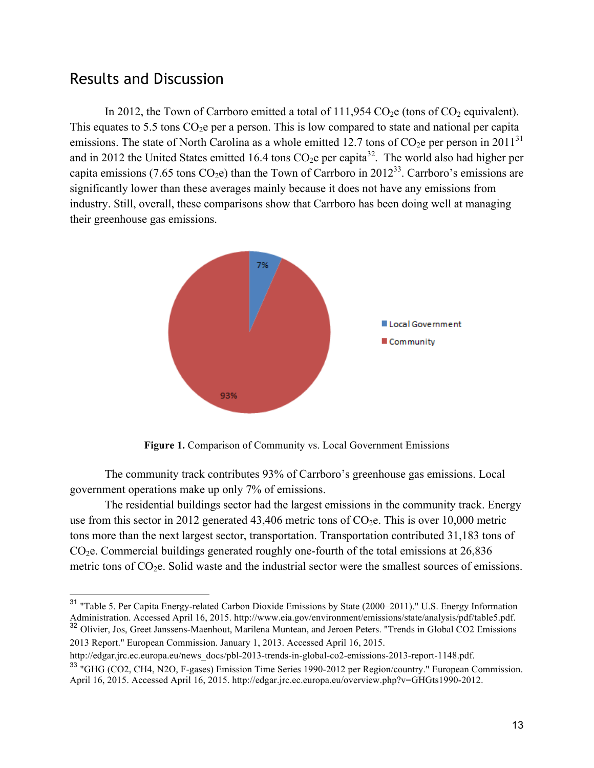## Results and Discussion

In 2012, the Town of Carrboro emitted a total of 111,954 $CO_2$e (tons of $CO_2$ equivalent). This equates to 5.5 tons $CO_2$e per a person. This is low compared to state and national per capita emissions. The state of North Carolina as a whole emitted 12.7 tons of $CO_2$e per person in 2011[31] and in 2012 the United States emitted 16.4 tons $CO_2$e per capita[32]. The world also had higher per capita emissions (7.65 tons $CO_2$e) than the Town of Carrboro in 2012[33]. Carrboro's emissions are significantly lower than these averages mainly because it does not have any emissions from industry. Still, overall, these comparisons show that Carrboro has been doing well at managing their greenhouse gas emissions.

**Figure 1.** Comparison of Community vs. Local Government Emissions

The community track contributes 93% of Carrboro's greenhouse gas emissions. Local government operations make up only 7% of emissions.

The residential buildings sector had the largest emissions in the community track. Energy use from this sector in 2012 generated 43,406 metric tons of $CO_2$e. This is over 10,000 metric tons more than the next largest sector, transportation. Transportation contributed 31,183 tons of $CO_2$e. Commercial buildings generated roughly one-fourth of the total emissions at 26,836 metric tons of $CO_2$e. Solid waste and the industrial sector were the smallest sources of emissions.

---

[31] "Table 5. Per Capita Energy-related Carbon Dioxide Emissions by State (2000–2011)." U.S. Energy Information Administration. Accessed April 16, 2015. http://www.eia.gov/environment/emissions/state/analysis/pdf/table5.pdf.

[32] Olivier, Jos, Greet Janssens-Maenhout, Marilena Muntean, and Jeroen Peters. "Trends in Global CO2 Emissions 2013 Report." European Commission. January 1, 2013. Accessed April 16, 2015. http://edgar.jrc.ec.europa.eu/news_docs/pbl-2013-trends-in-global-co2-emissions-2013-report-1148.pdf.

[33] "GHG (CO2, CH4, N2O, F-gases) Emission Time Series 1990-2012 per Region/country." European Commission. April 16, 2015. Accessed April 16, 2015. http://edgar.jrc.ec.europa.eu/overview.php?v=GHGts1990-2012.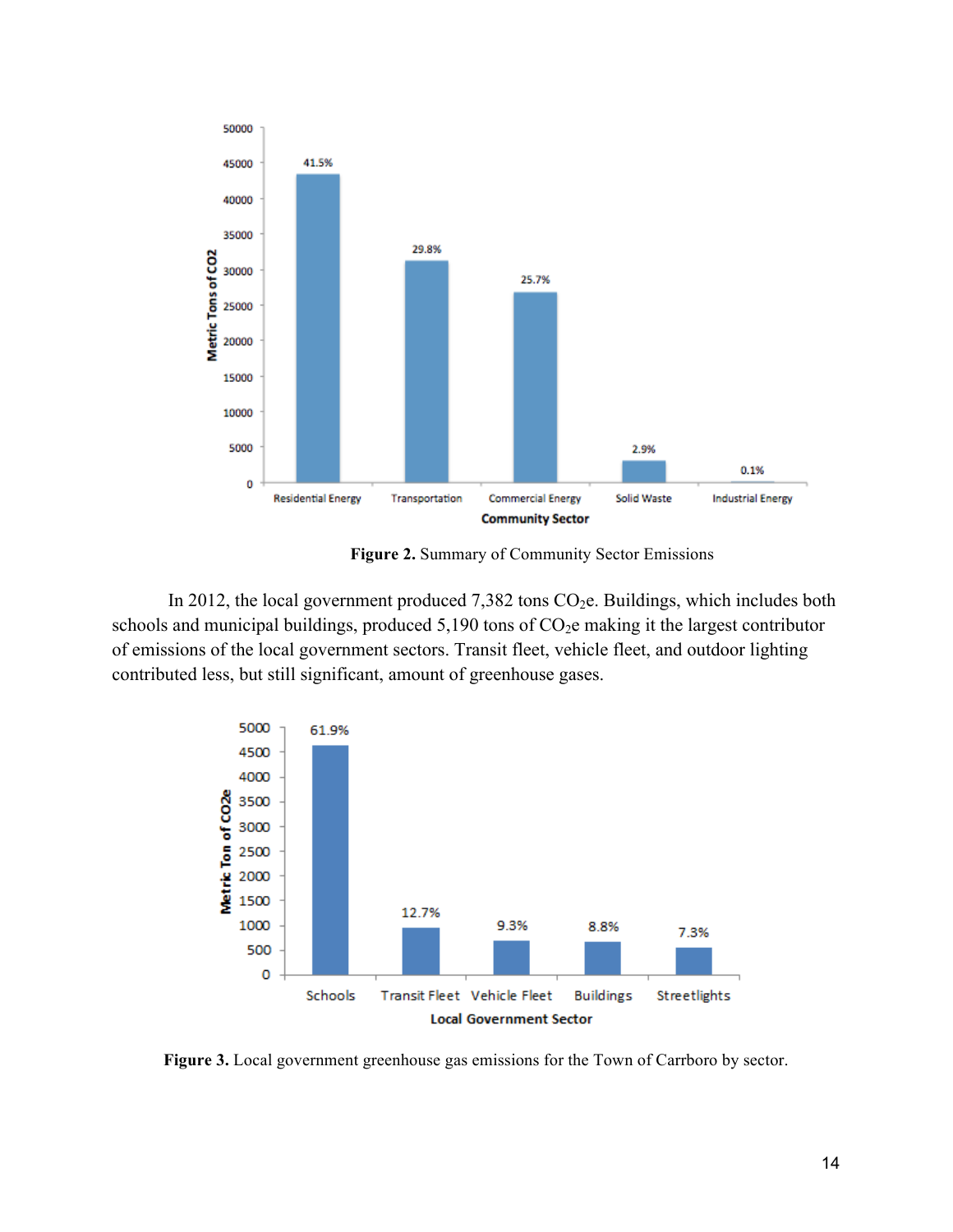**Figure 2.** Summary of Community Sector Emissions

In 2012, the local government produced 7,382 tons $CO_2e$. Buildings, which includes both schools and municipal buildings, produced 5,190 tons of $CO_2e$ making it the largest contributor of emissions of the local government sectors. Transit fleet, vehicle fleet, and outdoor lighting contributed less, but still significant, amount of greenhouse gases.

**Figure 3.** Local government greenhouse gas emissions for the Town of Carrboro by sector.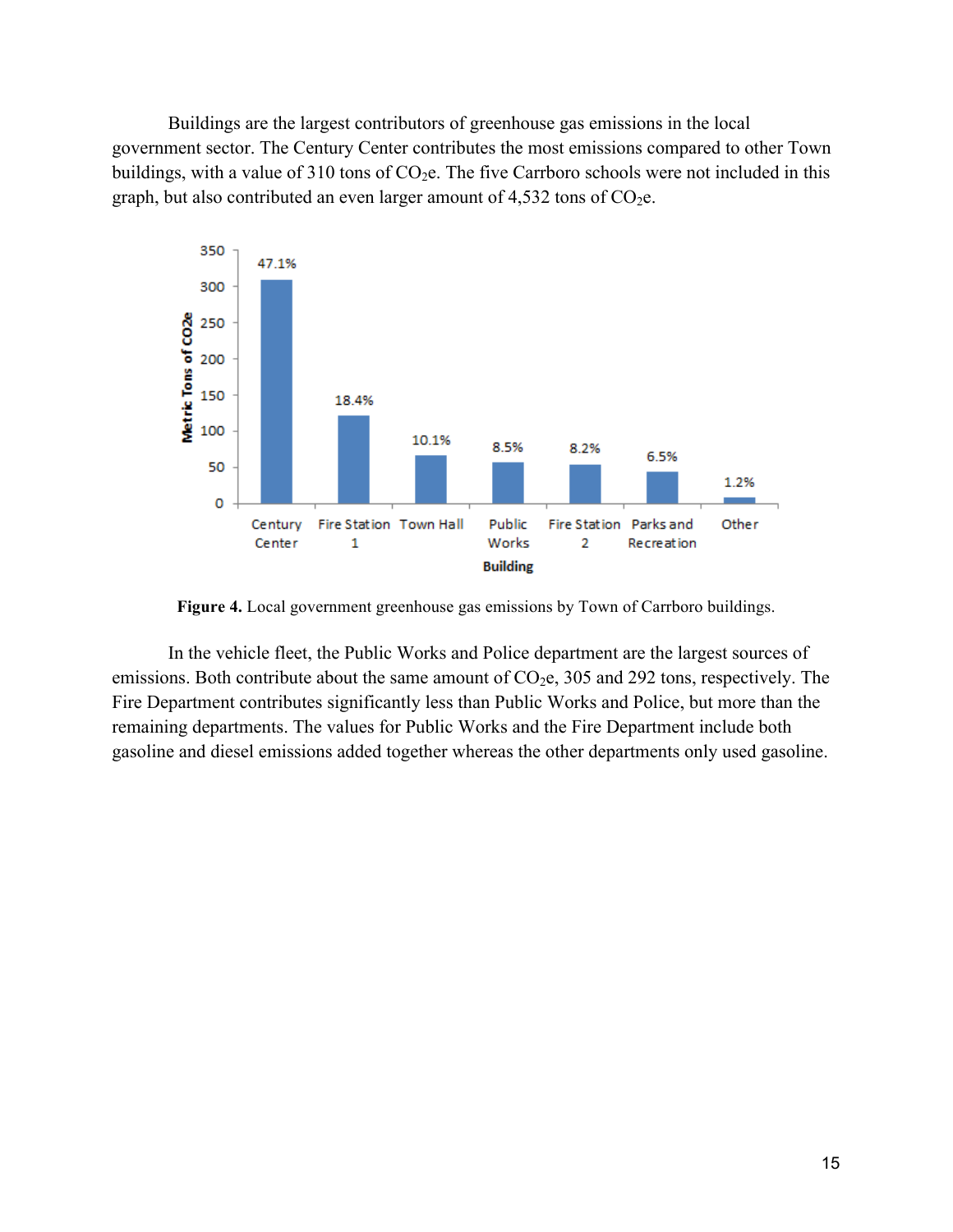Buildings are the largest contributors of greenhouse gas emissions in the local government sector. The Century Center contributes the most emissions compared to other Town buildings, with a value of 310 tons of $CO_2e$. The five Carrboro schools were not included in this graph, but also contributed an even larger amount of 4,532 tons of $CO_2e$.

**Figure 4.** Local government greenhouse gas emissions by Town of Carrboro buildings.

In the vehicle fleet, the Public Works and Police department are the largest sources of emissions. Both contribute about the same amount of $CO_2e$, 305 and 292 tons, respectively. The Fire Department contributes significantly less than Public Works and Police, but more than the remaining departments. The values for Public Works and the Fire Department include both gasoline and diesel emissions added together whereas the other departments only used gasoline.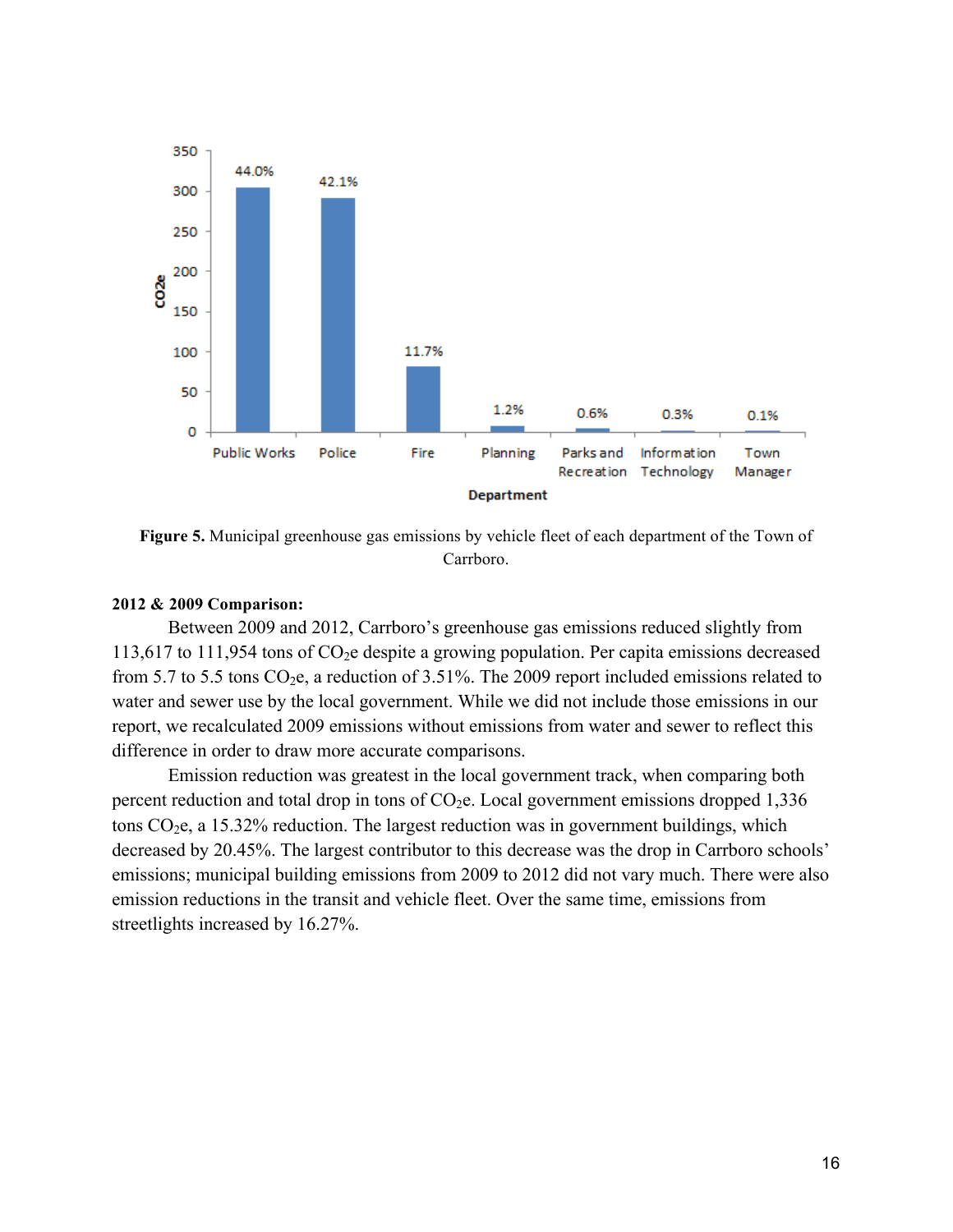**Figure 5.** Municipal greenhouse gas emissions by vehicle fleet of each department of the Town of Carrboro.

**2012 & 2009 Comparison:**

Between 2009 and 2012, Carrboro's greenhouse gas emissions reduced slightly from 113,617 to 111,954 tons of $CO_2$e despite a growing population. Per capita emissions decreased from 5.7 to 5.5 tons $CO_2$e, a reduction of 3.51%. The 2009 report included emissions related to water and sewer use by the local government. While we did not include those emissions in our report, we recalculated 2009 emissions without emissions from water and sewer to reflect this difference in order to draw more accurate comparisons.

Emission reduction was greatest in the local government track, when comparing both percent reduction and total drop in tons of $CO_2$e. Local government emissions dropped 1,336 tons $CO_2$e, a 15.32% reduction. The largest reduction was in government buildings, which decreased by 20.45%. The largest contributor to this decrease was the drop in Carrboro schools' emissions; municipal building emissions from 2009 to 2012 did not vary much. There were also emission reductions in the transit and vehicle fleet. Over the same time, emissions from streetlights increased by 16.27%.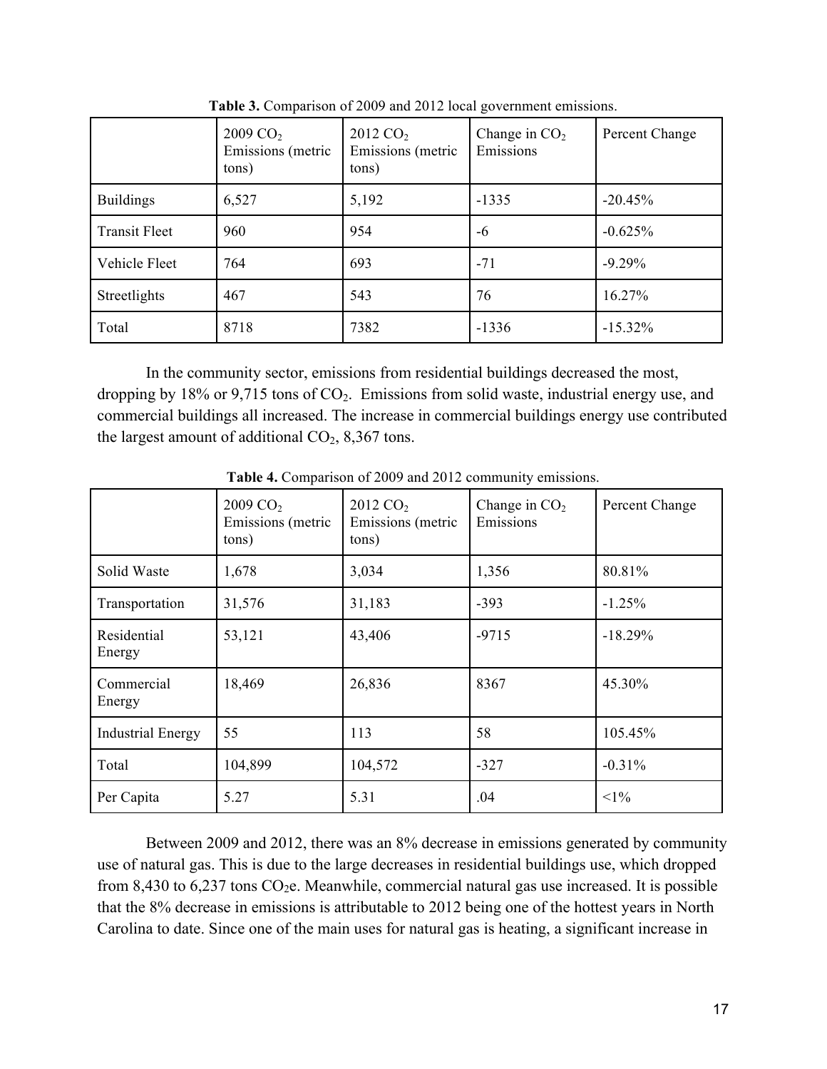**Table 3.** Comparison of 2009 and 2012 local government emissions.

| | 2009 $CO_2$ Emissions (metric tons) | 2012 $CO_2$ Emissions (metric tons) | Change in $CO_2$ Emissions | Percent Change |
|---|---|---|---|---|
| Buildings | 6,527 | 5,192 | -1335 | -20.45% |
| Transit Fleet | 960 | 954 | -6 | -0.625% |
| Vehicle Fleet | 764 | 693 | -71 | -9.29% |
| Streetlights | 467 | 543 | 76 | 16.27% |
| Total | 8718 | 7382 | -1336 | -15.32% |

In the community sector, emissions from residential buildings decreased the most, dropping by 18% or 9,715 tons of $CO_2$. Emissions from solid waste, industrial energy use, and commercial buildings all increased. The increase in commercial buildings energy use contributed the largest amount of additional $CO_2$, 8,367 tons.

**Table 4.** Comparison of 2009 and 2012 community emissions.

| | 2009 $CO_2$ Emissions (metric tons) | 2012 $CO_2$ Emissions (metric tons) | Change in $CO_2$ Emissions | Percent Change |
|---|---|---|---|---|
| Solid Waste | 1,678 | 3,034 | 1,356 | 80.81% |
| Transportation | 31,576 | 31,183 | -393 | -1.25% |
| Residential Energy | 53,121 | 43,406 | -9715 | -18.29% |
| Commercial Energy | 18,469 | 26,836 | 8367 | 45.30% |
| Industrial Energy | 55 | 113 | 58 | 105.45% |
| Total | 104,899 | 104,572 | -327 | -0.31% |
| Per Capita | 5.27 | 5.31 | .04 | <1% |

Between 2009 and 2012, there was an 8% decrease in emissions generated by community use of natural gas. This is due to the large decreases in residential buildings use, which dropped from 8,430 to 6,237 tons $CO_2e$. Meanwhile, commercial natural gas use increased. It is possible that the 8% decrease in emissions is attributable to 2012 being one of the hottest years in North Carolina to date. Since one of the main uses for natural gas is heating, a significant increase in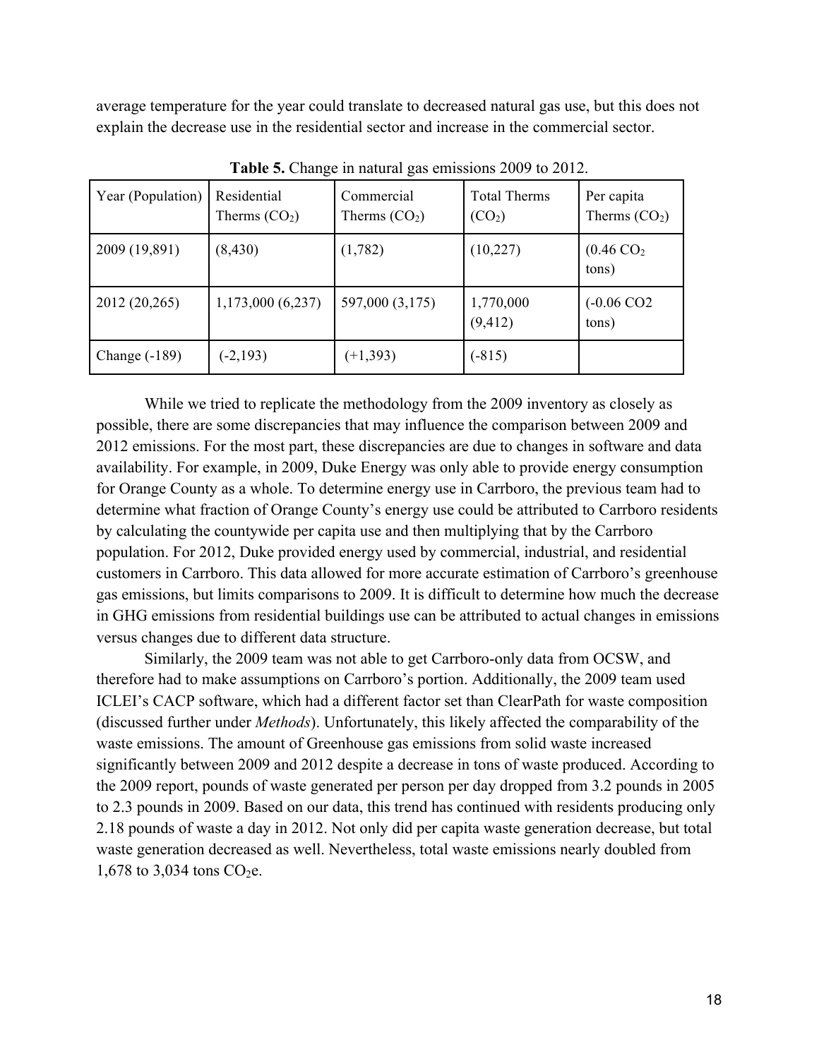average temperature for the year could translate to decreased natural gas use, but this does not explain the decrease use in the residential sector and increase in the commercial sector.

**Table 5.** Change in natural gas emissions 2009 to 2012.

| Year (Population) | Residential Therms ($CO_2$) | Commercial Therms ($CO_2$) | Total Therms ($CO_2$) | Per capita Therms ($CO_2$) |
|---|---|---|---|---|
| 2009 (19,891) | (8,430) | (1,782) | (10,227) | (0.46 $CO_2$ tons) |
| 2012 (20,265) | 1,173,000 (6,237) | 597,000 (3,175) | 1,770,000 (9,412) | (-0.06 CO2 tons) |
| Change (-189) | (-2,193) | (+1,393) | (-815) | |

While we tried to replicate the methodology from the 2009 inventory as closely as possible, there are some discrepancies that may influence the comparison between 2009 and 2012 emissions. For the most part, these discrepancies are due to changes in software and data availability. For example, in 2009, Duke Energy was only able to provide energy consumption for Orange County as a whole. To determine energy use in Carrboro, the previous team had to determine what fraction of Orange County's energy use could be attributed to Carrboro residents by calculating the countywide per capita use and then multiplying that by the Carrboro population. For 2012, Duke provided energy used by commercial, industrial, and residential customers in Carrboro. This data allowed for more accurate estimation of Carrboro's greenhouse gas emissions, but limits comparisons to 2009. It is difficult to determine how much the decrease in GHG emissions from residential buildings use can be attributed to actual changes in emissions versus changes due to different data structure.

Similarly, the 2009 team was not able to get Carrboro-only data from OCSW, and therefore had to make assumptions on Carrboro's portion. Additionally, the 2009 team used ICLEI's CACP software, which had a different factor set than ClearPath for waste composition (discussed further under *Methods*). Unfortunately, this likely affected the comparability of the waste emissions. The amount of Greenhouse gas emissions from solid waste increased significantly between 2009 and 2012 despite a decrease in tons of waste produced. According to the 2009 report, pounds of waste generated per person per day dropped from 3.2 pounds in 2005 to 2.3 pounds in 2009. Based on our data, this trend has continued with residents producing only 2.18 pounds of waste a day in 2012. Not only did per capita waste generation decrease, but total waste generation decreased as well. Nevertheless, total waste emissions nearly doubled from 1,678 to 3,034 tons $CO_2$e.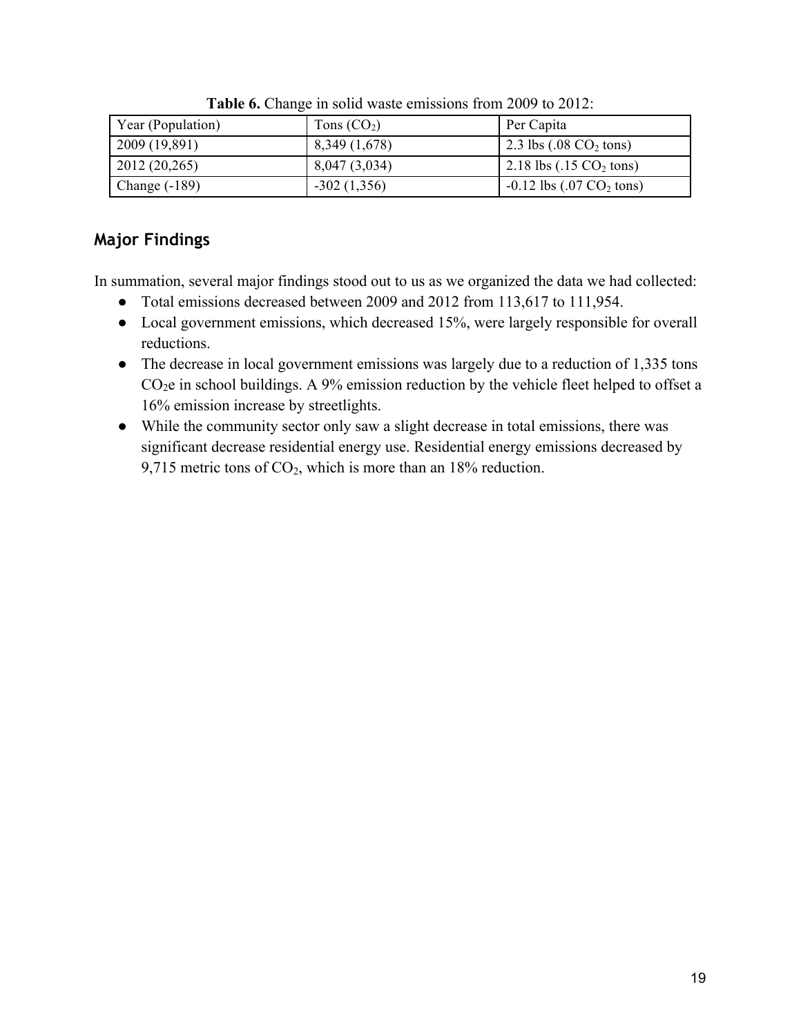**Table 6.** Change in solid waste emissions from 2009 to 2012:

| Year (Population) | Tons ($CO_2$) | Per Capita |
|---|---|---|
| 2009 (19,891) | 8,349 (1,678) | 2.3 lbs (.08 $CO_2$ tons) |
| 2012 (20,265) | 8,047 (3,034) | 2.18 lbs (.15 $CO_2$ tons) |
| Change (-189) | -302 (1,356) | -0.12 lbs (.07 $CO_2$ tons) |

## Major Findings

In summation, several major findings stood out to us as we organized the data we had collected:

- Total emissions decreased between 2009 and 2012 from 113,617 to 111,954.
- Local government emissions, which decreased 15%, were largely responsible for overall reductions.
- The decrease in local government emissions was largely due to a reduction of 1,335 tons $CO_2e$ in school buildings. A 9% emission reduction by the vehicle fleet helped to offset a 16% emission increase by streetlights.
- While the community sector only saw a slight decrease in total emissions, there was significant decrease residential energy use. Residential energy emissions decreased by 9,715 metric tons of $CO_2$, which is more than an 18% reduction.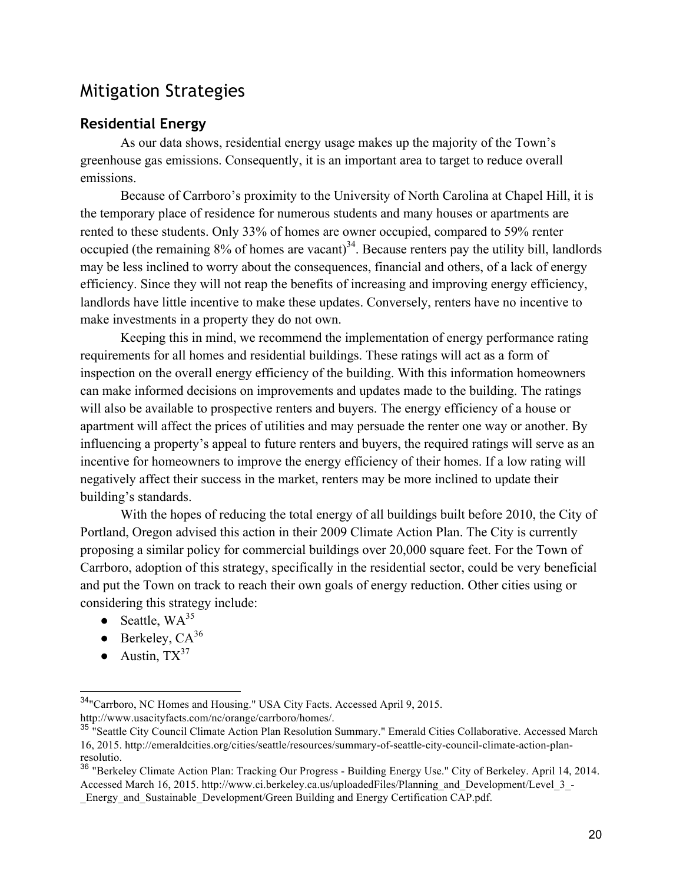## Mitigation Strategies

### Residential Energy

As our data shows, residential energy usage makes up the majority of the Town's greenhouse gas emissions. Consequently, it is an important area to target to reduce overall emissions.

Because of Carrboro's proximity to the University of North Carolina at Chapel Hill, it is the temporary place of residence for numerous students and many houses or apartments are rented to these students. Only 33% of homes are owner occupied, compared to 59% renter occupied (the remaining 8% of homes are vacant)[34]. Because renters pay the utility bill, landlords may be less inclined to worry about the consequences, financial and others, of a lack of energy efficiency. Since they will not reap the benefits of increasing and improving energy efficiency, landlords have little incentive to make these updates. Conversely, renters have no incentive to make investments in a property they do not own.

Keeping this in mind, we recommend the implementation of energy performance rating requirements for all homes and residential buildings. These ratings will act as a form of inspection on the overall energy efficiency of the building. With this information homeowners can make informed decisions on improvements and updates made to the building. The ratings will also be available to prospective renters and buyers. The energy efficiency of a house or apartment will affect the prices of utilities and may persuade the renter one way or another. By influencing a property's appeal to future renters and buyers, the required ratings will serve as an incentive for homeowners to improve the energy efficiency of their homes. If a low rating will negatively affect their success in the market, renters may be more inclined to update their building's standards.

With the hopes of reducing the total energy of all buildings built before 2010, the City of Portland, Oregon advised this action in their 2009 Climate Action Plan. The City is currently proposing a similar policy for commercial buildings over 20,000 square feet. For the Town of Carrboro, adoption of this strategy, specifically in the residential sector, could be very beneficial and put the Town on track to reach their own goals of energy reduction. Other cities using or considering this strategy include:

- Seattle, WA[35]
- Berkeley, CA[36]
- Austin, TX[37]

---

[34] "Carrboro, NC Homes and Housing." USA City Facts. Accessed April 9, 2015. http://www.usacityfacts.com/nc/orange/carrboro/homes/.

[35] "Seattle City Council Climate Action Plan Resolution Summary." Emerald Cities Collaborative. Accessed March 16, 2015. http://emeraldcities.org/cities/seattle/resources/summary-of-seattle-city-council-climate-action-plan-resolutio.

[36] "Berkeley Climate Action Plan: Tracking Our Progress - Building Energy Use." City of Berkeley. April 14, 2014. Accessed March 16, 2015. http://www.ci.berkeley.ca.us/uploadedFiles/Planning_and_Development/Level_3_-_Energy_and_Sustainable_Development/Green Building and Energy Certification CAP.pdf.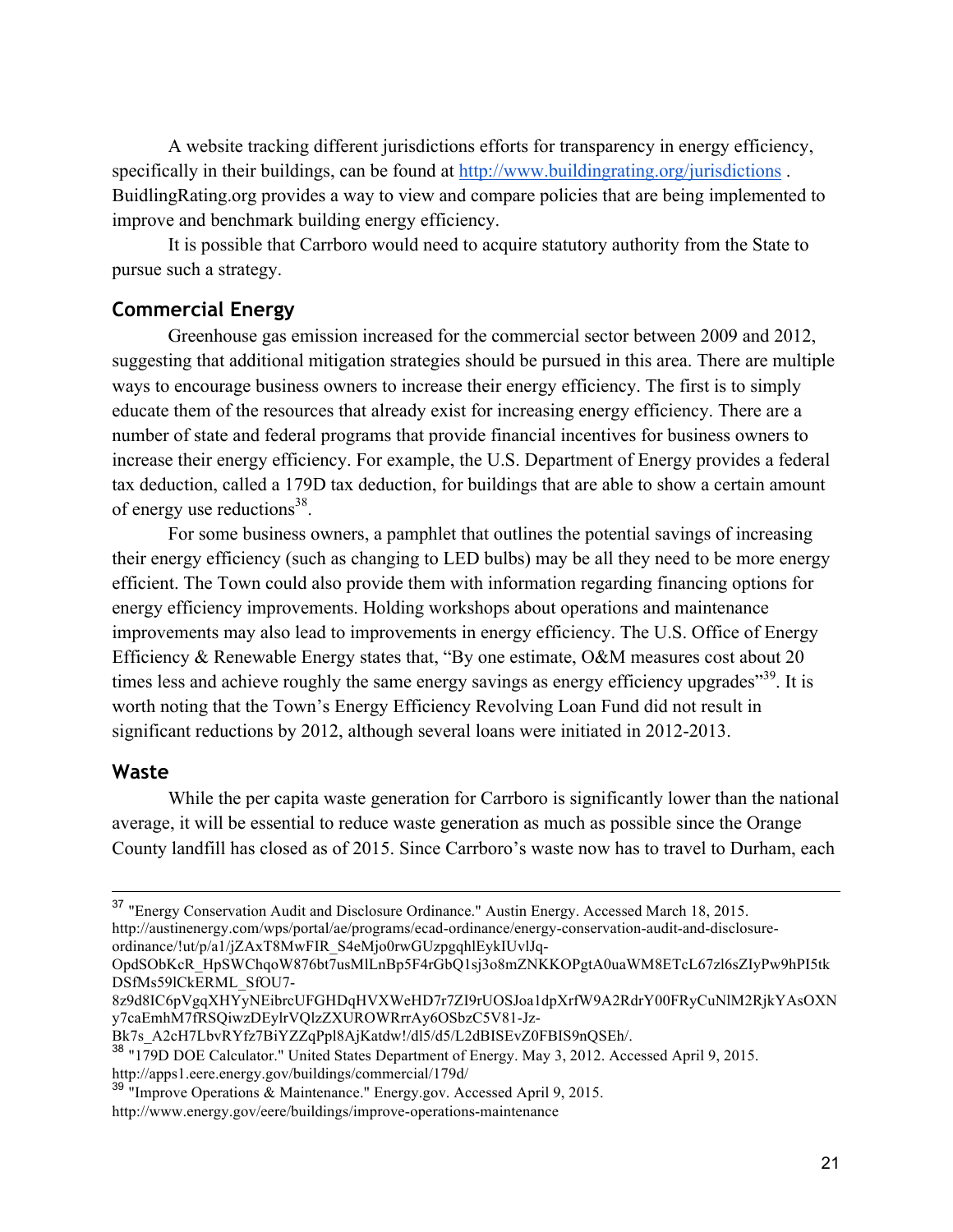A website tracking different jurisdictions efforts for transparency in energy efficiency, specifically in their buildings, can be found at http://www.buildingrating.org/jurisdictions . BuidlingRating.org provides a way to view and compare policies that are being implemented to improve and benchmark building energy efficiency.

It is possible that Carrboro would need to acquire statutory authority from the State to pursue such a strategy.

## Commercial Energy

Greenhouse gas emission increased for the commercial sector between 2009 and 2012, suggesting that additional mitigation strategies should be pursued in this area. There are multiple ways to encourage business owners to increase their energy efficiency. The first is to simply educate them of the resources that already exist for increasing energy efficiency. There are a number of state and federal programs that provide financial incentives for business owners to increase their energy efficiency. For example, the U.S. Department of Energy provides a federal tax deduction, called a 179D tax deduction, for buildings that are able to show a certain amount of energy use reductions[38].

For some business owners, a pamphlet that outlines the potential savings of increasing their energy efficiency (such as changing to LED bulbs) may be all they need to be more energy efficient. The Town could also provide them with information regarding financing options for energy efficiency improvements. Holding workshops about operations and maintenance improvements may also lead to improvements in energy efficiency. The U.S. Office of Energy Efficiency & Renewable Energy states that, "By one estimate, O&M measures cost about 20 times less and achieve roughly the same energy savings as energy efficiency upgrades"[39]. It is worth noting that the Town's Energy Efficiency Revolving Loan Fund did not result in significant reductions by 2012, although several loans were initiated in 2012-2013.

## Waste

While the per capita waste generation for Carrboro is significantly lower than the national average, it will be essential to reduce waste generation as much as possible since the Orange County landfill has closed as of 2015. Since Carrboro's waste now has to travel to Durham, each

---

[37] "Energy Conservation Audit and Disclosure Ordinance." Austin Energy. Accessed March 18, 2015. http://austinenergy.com/wps/portal/ae/programs/ecad-ordinance/energy-conservation-audit-and-disclosure-ordinance/!ut/p/a1/jZAxT8MwFIR_S4eMjo0rwGUzpgqhlEykIUvlJq-OpdSObKcR_HpSWChqoW876bt7usMlLnBp5F4rGbQ1sj3o8mZNKKOPgtA0uaWM8ETcL67zl6sZIyPw9hPI5tkDSfMs59lCkERML_SfOU7-8z9d8IC6pVgqXHYyNEibrcUFGHDqHVXWeHD7r7ZI9rUOSJoa1dpXrfW9A2RdrY00FRyCuNlM2RjkYAsOXNy7caEmhM7fRSQiwzDEylrVQlzZXUROWRrrAy6OSbzC5V81-Jz-Bk7s_A2cH7LbvRYfz7BiYZZqPpl8AjKatdw!/dl5/d5/L2dBISEvZ0FBIS9nQSEh/.

[38] "179D DOE Calculator." United States Department of Energy. May 3, 2012. Accessed April 9, 2015. http://apps1.eere.energy.gov/buildings/commercial/179d/

[39] "Improve Operations & Maintenance." Energy.gov. Accessed April 9, 2015. http://www.energy.gov/eere/buildings/improve-operations-maintenance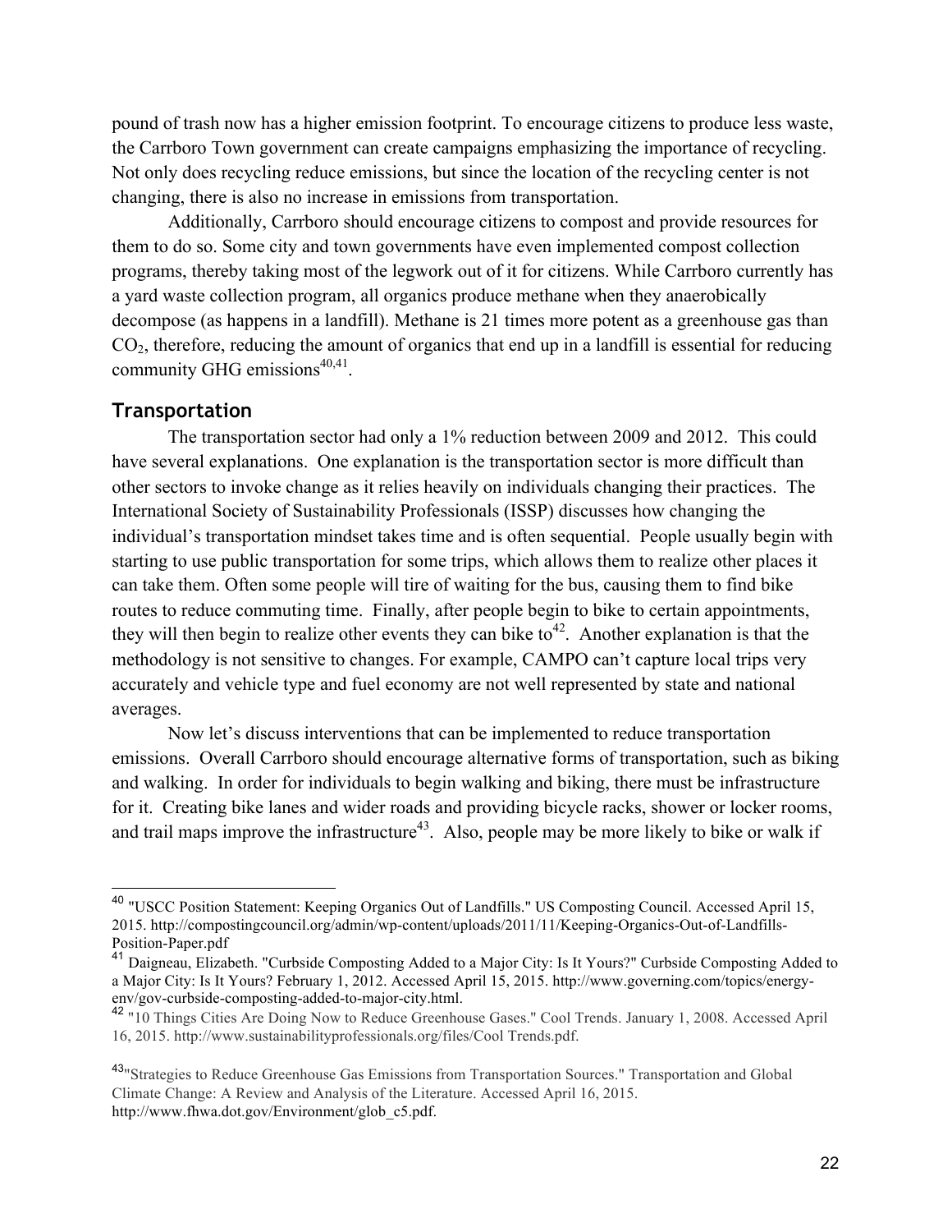pound of trash now has a higher emission footprint. To encourage citizens to produce less waste, the Carrboro Town government can create campaigns emphasizing the importance of recycling. Not only does recycling reduce emissions, but since the location of the recycling center is not changing, there is also no increase in emissions from transportation.

Additionally, Carrboro should encourage citizens to compost and provide resources for them to do so. Some city and town governments have even implemented compost collection programs, thereby taking most of the legwork out of it for citizens. While Carrboro currently has a yard waste collection program, all organics produce methane when they anaerobically decompose (as happens in a landfill). Methane is 21 times more potent as a greenhouse gas than $CO_2$, therefore, reducing the amount of organics that end up in a landfill is essential for reducing community GHG emissions[40,41].

## Transportation

The transportation sector had only a 1% reduction between 2009 and 2012. This could have several explanations. One explanation is the transportation sector is more difficult than other sectors to invoke change as it relies heavily on individuals changing their practices. The International Society of Sustainability Professionals (ISSP) discusses how changing the individual's transportation mindset takes time and is often sequential. People usually begin with starting to use public transportation for some trips, which allows them to realize other places it can take them. Often some people will tire of waiting for the bus, causing them to find bike routes to reduce commuting time. Finally, after people begin to bike to certain appointments, they will then begin to realize other events they can bike to[42]. Another explanation is that the methodology is not sensitive to changes. For example, CAMPO can't capture local trips very accurately and vehicle type and fuel economy are not well represented by state and national averages.

Now let's discuss interventions that can be implemented to reduce transportation emissions. Overall Carrboro should encourage alternative forms of transportation, such as biking and walking. In order for individuals to begin walking and biking, there must be infrastructure for it. Creating bike lanes and wider roads and providing bicycle racks, shower or locker rooms, and trail maps improve the infrastructure[43]. Also, people may be more likely to bike or walk if

---

[40] "USCC Position Statement: Keeping Organics Out of Landfills." US Composting Council. Accessed April 15, 2015. http://compostingcouncil.org/admin/wp-content/uploads/2011/11/Keeping-Organics-Out-of-Landfills-Position-Paper.pdf

[41] Daigneau, Elizabeth. "Curbside Composting Added to a Major City: Is It Yours?" Curbside Composting Added to a Major City: Is It Yours? February 1, 2012. Accessed April 15, 2015. http://www.governing.com/topics/energy-env/gov-curbside-composting-added-to-major-city.html.

[42] "10 Things Cities Are Doing Now to Reduce Greenhouse Gases." Cool Trends. January 1, 2008. Accessed April 16, 2015. http://www.sustainabilityprofessionals.org/files/Cool Trends.pdf.

[43] "Strategies to Reduce Greenhouse Gas Emissions from Transportation Sources." Transportation and Global Climate Change: A Review and Analysis of the Literature. Accessed April 16, 2015. http://www.fhwa.dot.gov/Environment/glob_c5.pdf.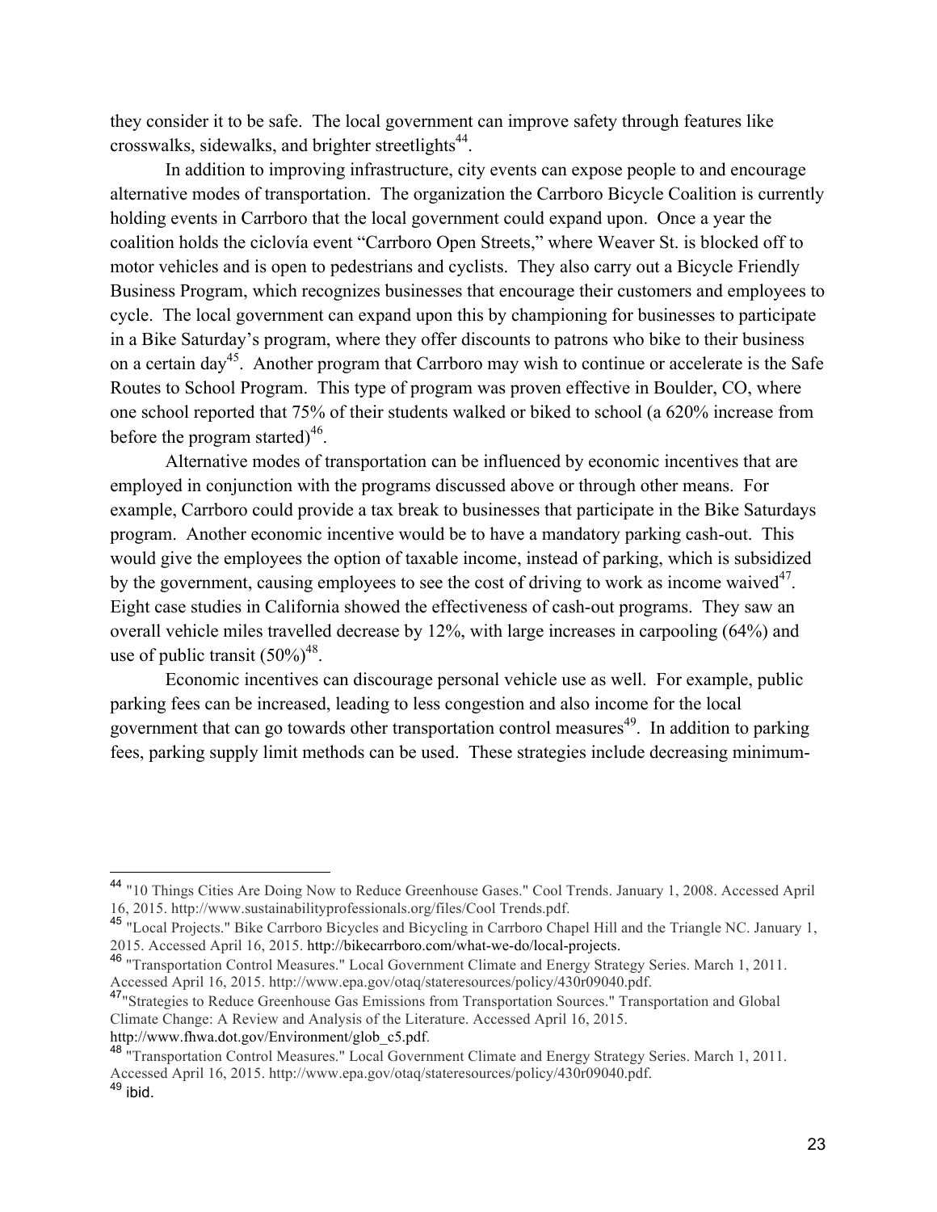they consider it to be safe. The local government can improve safety through features like crosswalks, sidewalks, and brighter streetlights[44].

In addition to improving infrastructure, city events can expose people to and encourage alternative modes of transportation. The organization the Carrboro Bicycle Coalition is currently holding events in Carrboro that the local government could expand upon. Once a year the coalition holds the ciclovía event "Carrboro Open Streets," where Weaver St. is blocked off to motor vehicles and is open to pedestrians and cyclists. They also carry out a Bicycle Friendly Business Program, which recognizes businesses that encourage their customers and employees to cycle. The local government can expand upon this by championing for businesses to participate in a Bike Saturday's program, where they offer discounts to patrons who bike to their business on a certain day[45]. Another program that Carrboro may wish to continue or accelerate is the Safe Routes to School Program. This type of program was proven effective in Boulder, CO, where one school reported that 75% of their students walked or biked to school (a 620% increase from before the program started)[46].

Alternative modes of transportation can be influenced by economic incentives that are employed in conjunction with the programs discussed above or through other means. For example, Carrboro could provide a tax break to businesses that participate in the Bike Saturdays program. Another economic incentive would be to have a mandatory parking cash-out. This would give the employees the option of taxable income, instead of parking, which is subsidized by the government, causing employees to see the cost of driving to work as income waived[47]. Eight case studies in California showed the effectiveness of cash-out programs. They saw an overall vehicle miles travelled decrease by 12%, with large increases in carpooling (64%) and use of public transit (50%)[48].

Economic incentives can discourage personal vehicle use as well. For example, public parking fees can be increased, leading to less congestion and also income for the local government that can go towards other transportation control measures[49]. In addition to parking fees, parking supply limit methods can be used. These strategies include decreasing minimum-

---

[44] "10 Things Cities Are Doing Now to Reduce Greenhouse Gases." Cool Trends. January 1, 2008. Accessed April 16, 2015. http://www.sustainabilityprofessionals.org/files/Cool Trends.pdf.

[45] "Local Projects." Bike Carrboro Bicycles and Bicycling in Carrboro Chapel Hill and the Triangle NC. January 1, 2015. Accessed April 16, 2015. http://bikecarrboro.com/what-we-do/local-projects.

[46] "Transportation Control Measures." Local Government Climate and Energy Strategy Series. March 1, 2011. Accessed April 16, 2015. http://www.epa.gov/otaq/stateresources/policy/430r09040.pdf.

[47] "Strategies to Reduce Greenhouse Gas Emissions from Transportation Sources." Transportation and Global Climate Change: A Review and Analysis of the Literature. Accessed April 16, 2015. http://www.fhwa.dot.gov/Environment/glob_c5.pdf.

[48] "Transportation Control Measures." Local Government Climate and Energy Strategy Series. March 1, 2011. Accessed April 16, 2015. http://www.epa.gov/otaq/stateresources/policy/430r09040.pdf.

[49] ibid.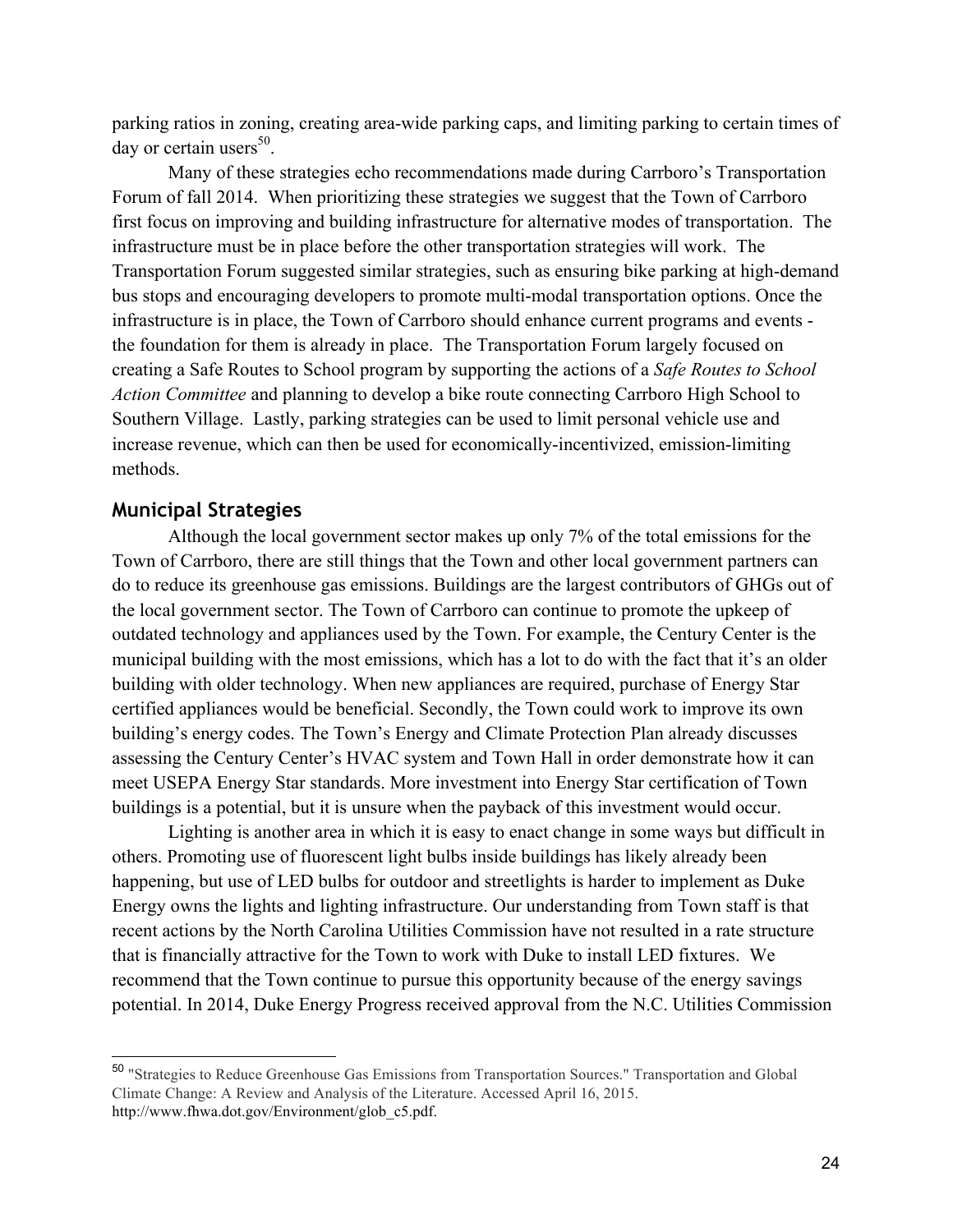parking ratios in zoning, creating area-wide parking caps, and limiting parking to certain times of day or certain users[50].

Many of these strategies echo recommendations made during Carrboro's Transportation Forum of fall 2014. When prioritizing these strategies we suggest that the Town of Carrboro first focus on improving and building infrastructure for alternative modes of transportation. The infrastructure must be in place before the other transportation strategies will work. The Transportation Forum suggested similar strategies, such as ensuring bike parking at high-demand bus stops and encouraging developers to promote multi-modal transportation options. Once the infrastructure is in place, the Town of Carrboro should enhance current programs and events - the foundation for them is already in place. The Transportation Forum largely focused on creating a Safe Routes to School program by supporting the actions of a *Safe Routes to School Action Committee* and planning to develop a bike route connecting Carrboro High School to Southern Village. Lastly, parking strategies can be used to limit personal vehicle use and increase revenue, which can then be used for economically-incentivized, emission-limiting methods.

## Municipal Strategies

Although the local government sector makes up only 7% of the total emissions for the Town of Carrboro, there are still things that the Town and other local government partners can do to reduce its greenhouse gas emissions. Buildings are the largest contributors of GHGs out of the local government sector. The Town of Carrboro can continue to promote the upkeep of outdated technology and appliances used by the Town. For example, the Century Center is the municipal building with the most emissions, which has a lot to do with the fact that it's an older building with older technology. When new appliances are required, purchase of Energy Star certified appliances would be beneficial. Secondly, the Town could work to improve its own building's energy codes. The Town's Energy and Climate Protection Plan already discusses assessing the Century Center's HVAC system and Town Hall in order demonstrate how it can meet USEPA Energy Star standards. More investment into Energy Star certification of Town buildings is a potential, but it is unsure when the payback of this investment would occur.

Lighting is another area in which it is easy to enact change in some ways but difficult in others. Promoting use of fluorescent light bulbs inside buildings has likely already been happening, but use of LED bulbs for outdoor and streetlights is harder to implement as Duke Energy owns the lights and lighting infrastructure. Our understanding from Town staff is that recent actions by the North Carolina Utilities Commission have not resulted in a rate structure that is financially attractive for the Town to work with Duke to install LED fixtures. We recommend that the Town continue to pursue this opportunity because of the energy savings potential. In 2014, Duke Energy Progress received approval from the N.C. Utilities Commission

---

[50] "Strategies to Reduce Greenhouse Gas Emissions from Transportation Sources." Transportation and Global Climate Change: A Review and Analysis of the Literature. Accessed April 16, 2015. http://www.fhwa.dot.gov/Environment/glob_c5.pdf.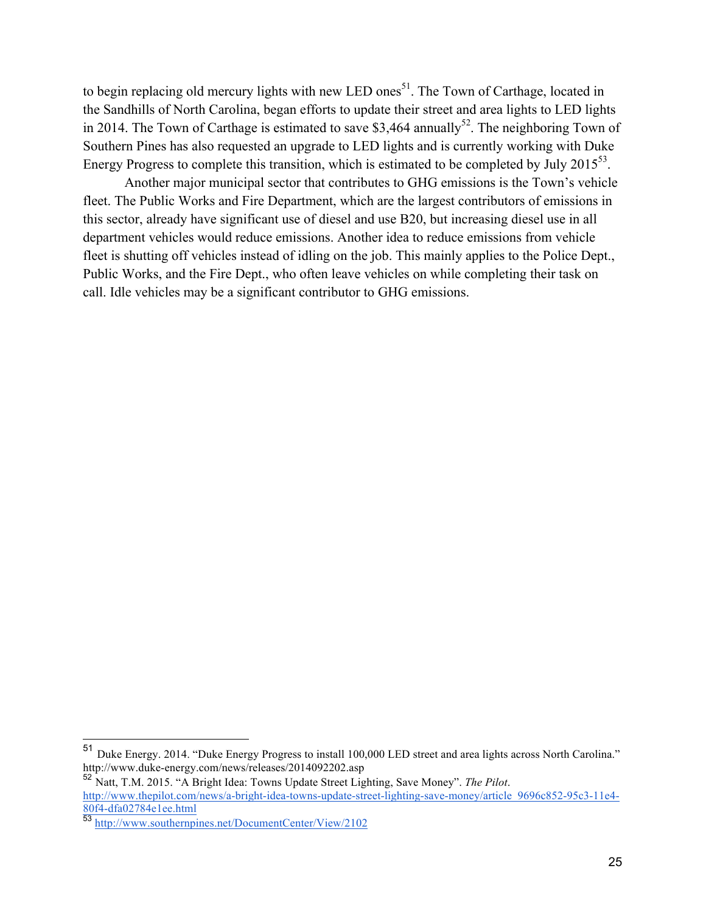to begin replacing old mercury lights with new LED ones[51]. The Town of Carthage, located in the Sandhills of North Carolina, began efforts to update their street and area lights to LED lights in 2014. The Town of Carthage is estimated to save $3,464 annually[52]. The neighboring Town of Southern Pines has also requested an upgrade to LED lights and is currently working with Duke Energy Progress to complete this transition, which is estimated to be completed by July 2015[53].

Another major municipal sector that contributes to GHG emissions is the Town's vehicle fleet. The Public Works and Fire Department, which are the largest contributors of emissions in this sector, already have significant use of diesel and use B20, but increasing diesel use in all department vehicles would reduce emissions. Another idea to reduce emissions from vehicle fleet is shutting off vehicles instead of idling on the job. This mainly applies to the Police Dept., Public Works, and the Fire Dept., who often leave vehicles on while completing their task on call. Idle vehicles may be a significant contributor to GHG emissions.

---

[51] Duke Energy. 2014. "Duke Energy Progress to install 100,000 LED street and area lights across North Carolina." http://www.duke-energy.com/news/releases/2014092202.asp

[52] Natt, T.M. 2015. "A Bright Idea: Towns Update Street Lighting, Save Money". *The Pilot*. http://www.thepilot.com/news/a-bright-idea-towns-update-street-lighting-save-money/article_9696c852-95c3-11e4-80f4-dfa02784e1ee.html

[53] http://www.southernpines.net/DocumentCenter/View/2102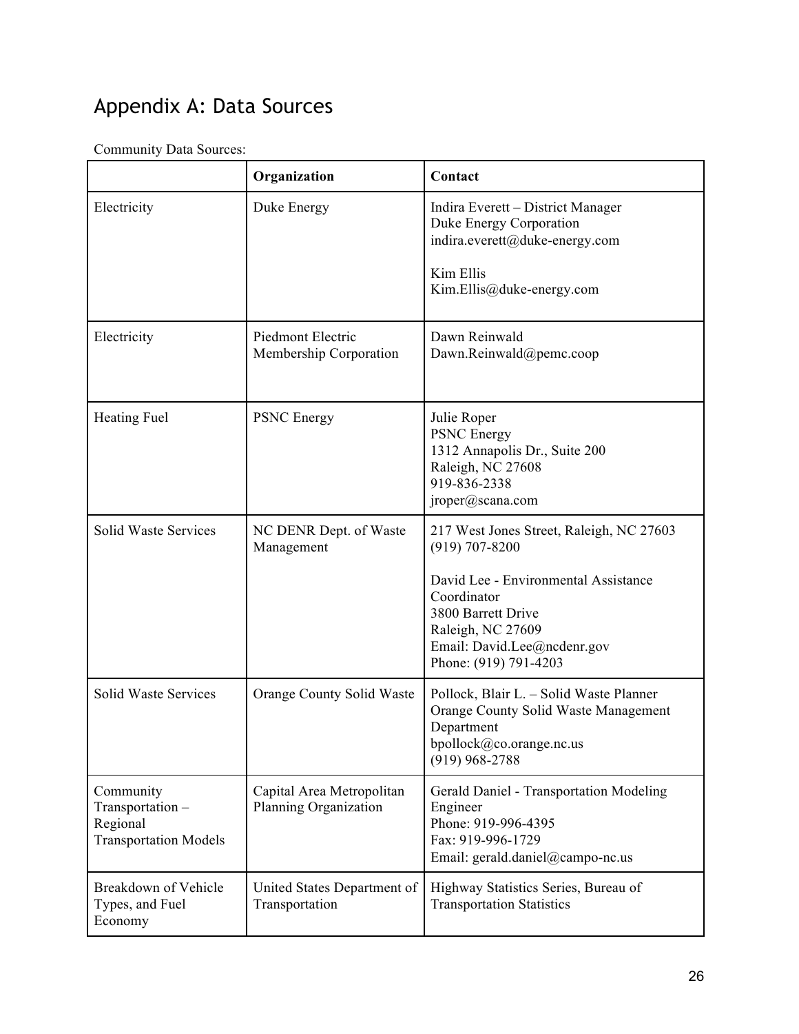# Appendix A: Data Sources

Community Data Sources:

| | Organization | Contact |
|---|---|---|
| Electricity | Duke Energy | Indira Everett – District Manager<br>Duke Energy Corporation<br>indira.everett@duke-energy.com<br><br>Kim Ellis<br>Kim.Ellis@duke-energy.com |
| Electricity | Piedmont Electric Membership Corporation | Dawn Reinwald<br>Dawn.Reinwald@pemc.coop |
| Heating Fuel | PSNC Energy | Julie Roper<br>PSNC Energy<br>1312 Annapolis Dr., Suite 200<br>Raleigh, NC 27608<br>919-836-2338<br>jroper@scana.com |
| Solid Waste Services | NC DENR Dept. of Waste Management | 217 West Jones Street, Raleigh, NC 27603<br>(919) 707-8200<br><br>David Lee - Environmental Assistance Coordinator<br>3800 Barrett Drive<br>Raleigh, NC 27609<br>Email: David.Lee@ncdenr.gov<br>Phone: (919) 791-4203 |
| Solid Waste Services | Orange County Solid Waste | Pollock, Blair L. – Solid Waste Planner<br>Orange County Solid Waste Management Department<br>bpollock@co.orange.nc.us<br>(919) 968-2788 |
| Community Transportation – Regional Transportation Models | Capital Area Metropolitan Planning Organization | Gerald Daniel - Transportation Modeling Engineer<br>Phone: 919-996-4395<br>Fax: 919-996-1729<br>Email: gerald.daniel@campo-nc.us |
| Breakdown of Vehicle Types, and Fuel Economy | United States Department of Transportation | Highway Statistics Series, Bureau of Transportation Statistics |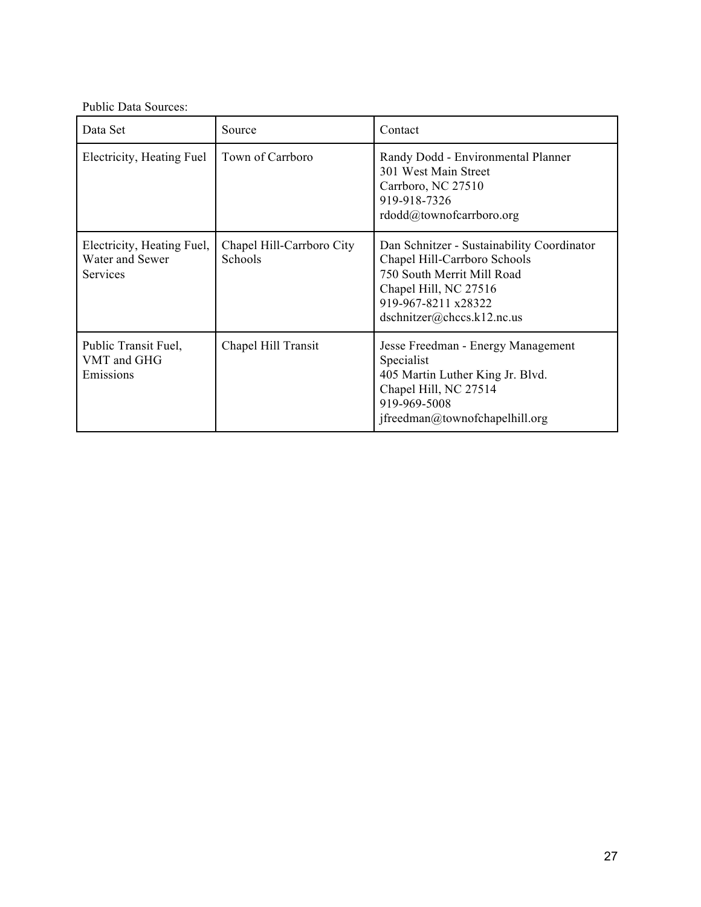Public Data Sources:

| Data Set | Source | Contact |
|---|---|---|
| Electricity, Heating Fuel | Town of Carrboro | Randy Dodd - Environmental Planner<br>301 West Main Street<br>Carrboro, NC 27510<br>919-918-7326<br>rdodd@townofcarrboro.org |
| Electricity, Heating Fuel, Water and Sewer Services | Chapel Hill-Carrboro City Schools | Dan Schnitzer - Sustainability Coordinator<br>Chapel Hill-Carrboro Schools<br>750 South Merrit Mill Road<br>Chapel Hill, NC 27516<br>919-967-8211 x28322<br>dschnitzer@chccs.k12.nc.us |
| Public Transit Fuel, VMT and GHG Emissions | Chapel Hill Transit | Jesse Freedman - Energy Management Specialist<br>405 Martin Luther King Jr. Blvd.<br>Chapel Hill, NC 27514<br>919-969-5008<br>jfreedman@townofchapelhill.org |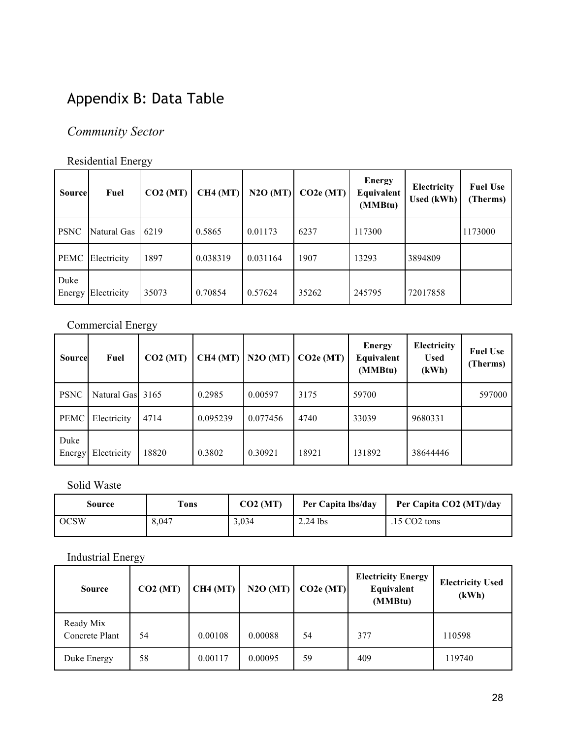# Appendix B: Data Table

## *Community Sector*

### Residential Energy

| Source | Fuel | $CO_2$ (MT) | $CH_4$ (MT) | $N_2O$ (MT) | $CO_2e$ (MT) | Energy Equivalent (MMBtu) | Electricity Used (kWh) | Fuel Use (Therms) |
|---|---|---|---|---|---|---|---|---|
| PSNC | Natural Gas | 6219 | 0.5865 | 0.01173 | 6237 | 117300 | | 1173000 |
| PEMC | Electricity | 1897 | 0.038319 | 0.031164 | 1907 | 13293 | 3894809 | |
| Duke Energy | Electricity | 35073 | 0.70854 | 0.57624 | 35262 | 245795 | 72017858 | |

### Commercial Energy

| Source | Fuel | $CO_2$ (MT) | $CH_4$ (MT) | $N_2O$ (MT) | $CO_2e$ (MT) | Energy Equivalent (MMBtu) | Electricity Used (kWh) | Fuel Use (Therms) |
|---|---|---|---|---|---|---|---|---|
| PSNC | Natural Gas | 3165 | 0.2985 | 0.00597 | 3175 | 59700 | | 597000 |
| PEMC | Electricity | 4714 | 0.095239 | 0.077456 | 4740 | 33039 | 9680331 | |
| Duke Energy | Electricity | 18820 | 0.3802 | 0.30921 | 18921 | 131892 | 38644446 | |

### Solid Waste

| Source | Tons | $CO_2$ (MT) | Per Capita lbs/day | Per Capita $CO_2$ (MT)/day |
|---|---|---|---|---|
| OCSW | 8,047 | 3,034 | 2.24 lbs | .15 $CO_2$ tons |

### Industrial Energy

| Source | $CO_2$ (MT) | $CH_4$ (MT) | $N_2O$ (MT) | $CO_2e$ (MT) | Electricity Energy Equivalent (MMBtu) | Electricity Used (kWh) |
|---|---|---|---|---|---|---|
| Ready Mix Concrete Plant | 54 | 0.00108 | 0.00088 | 54 | 377 | 110598 |
| Duke Energy | 58 | 0.00117 | 0.00095 | 59 | 409 | 119740 |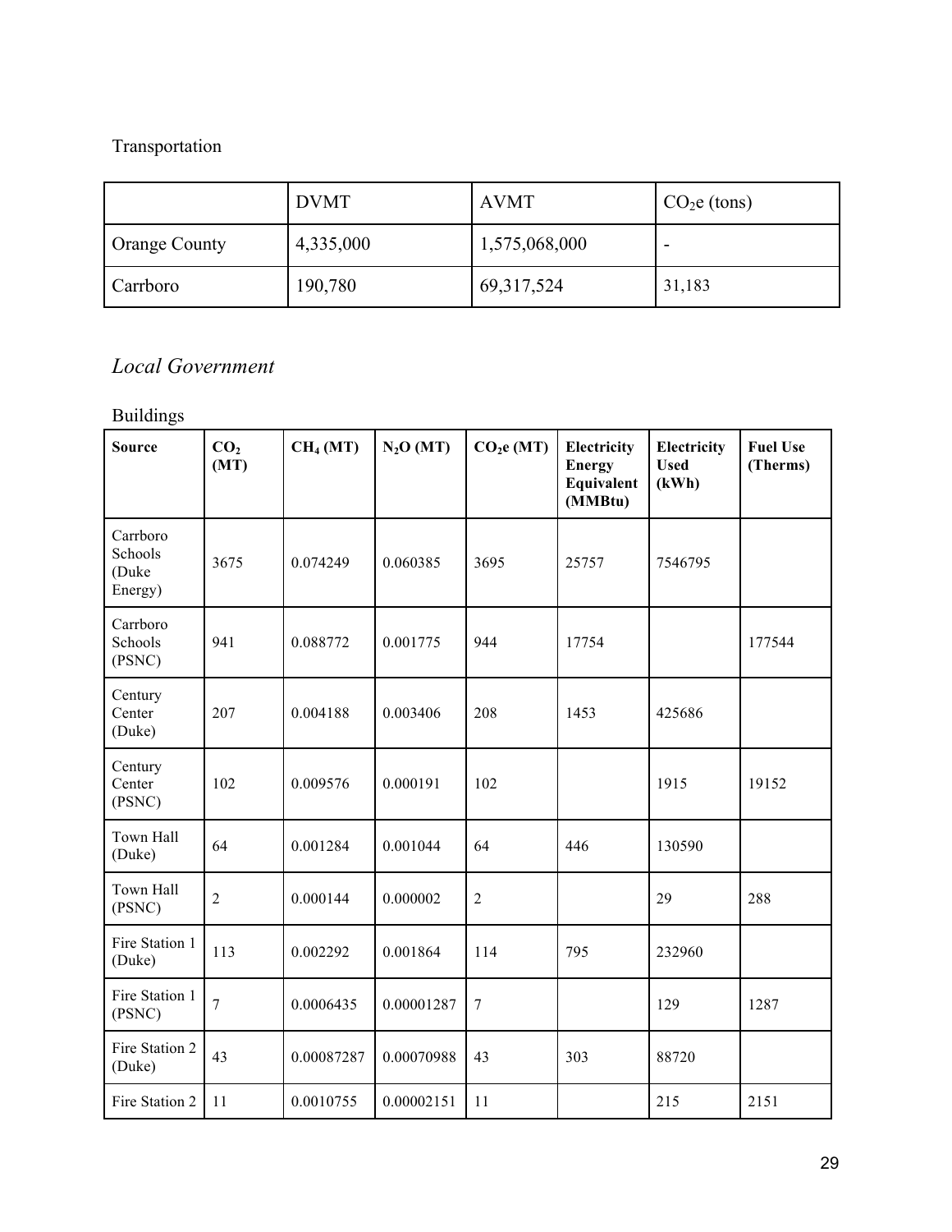Transportation

| | DVMT | AVMT | $CO_2e$ (tons) |
|---|---|---|---|
| Orange County | 4,335,000 | 1,575,068,000 | - |
| Carrboro | 190,780 | 69,317,524 | 31,183 |

## *Local Government*

Buildings

| Source | $CO_2$ (MT) | $CH_4$ (MT) | $N_2O$ (MT) | $CO_2e$ (MT) | Electricity Energy Equivalent (MMBtu) | Electricity Used (kWh) | Fuel Use (Therms) |
|---|---|---|---|---|---|---|---|
| Carrboro Schools (Duke Energy) | 3675 | 0.074249 | 0.060385 | 3695 | 25757 | 7546795 | |
| Carrboro Schools (PSNC) | 941 | 0.088772 | 0.001775 | 944 | 17754 | | 177544 |
| Century Center (Duke) | 207 | 0.004188 | 0.003406 | 208 | 1453 | 425686 | |
| Century Center (PSNC) | 102 | 0.009576 | 0.000191 | 102 | | 1915 | 19152 |
| Town Hall (Duke) | 64 | 0.001284 | 0.001044 | 64 | 446 | 130590 | |
| Town Hall (PSNC) | 2 | 0.000144 | 0.000002 | 2 | | 29 | 288 |
| Fire Station 1 (Duke) | 113 | 0.002292 | 0.001864 | 114 | 795 | 232960 | |
| Fire Station 1 (PSNC) | 7 | 0.0006435 | 0.00001287 | 7 | | 129 | 1287 |
| Fire Station 2 (Duke) | 43 | 0.00087287 | 0.00070988 | 43 | 303 | 88720 | |
| Fire Station 2 | 11 | 0.0010755 | 0.00002151 | 11 | | 215 | 2151 |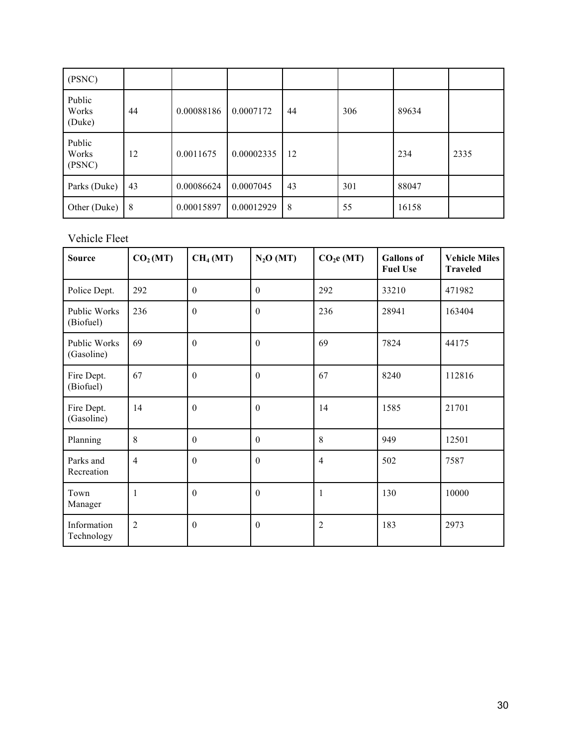| (PSNC) | | | | | | | |
|---|---|---|---|---|---|---|---|
| Public Works (Duke) | 44 | 0.00088186 | 0.0007172 | 44 | 306 | 89634 | |
| Public Works (PSNC) | 12 | 0.0011675 | 0.00002335 | 12 | | 234 | 2335 |
| Parks (Duke) | 43 | 0.00086624 | 0.0007045 | 43 | 301 | 88047 | |
| Other (Duke) | 8 | 0.00015897 | 0.00012929 | 8 | 55 | 16158 | |

Vehicle Fleet

| **Source** | **$CO_2$ (MT)** | **$CH_4$ (MT)** | **$N_2O$ (MT)** | **$CO_2e$ (MT)** | **Gallons of Fuel Use** | **Vehicle Miles Traveled** |
|---|---|---|---|---|---|---|
| Police Dept. | 292 | 0 | 0 | 292 | 33210 | 471982 |
| Public Works (Biofuel) | 236 | 0 | 0 | 236 | 28941 | 163404 |
| Public Works (Gasoline) | 69 | 0 | 0 | 69 | 7824 | 44175 |
| Fire Dept. (Biofuel) | 67 | 0 | 0 | 67 | 8240 | 112816 |
| Fire Dept. (Gasoline) | 14 | 0 | 0 | 14 | 1585 | 21701 |
| Planning | 8 | 0 | 0 | 8 | 949 | 12501 |
| Parks and Recreation | 4 | 0 | 0 | 4 | 502 | 7587 |
| Town Manager | 1 | 0 | 0 | 1 | 130 | 10000 |
| Information Technology | 2 | 0 | 0 | 2 | 183 | 2973 |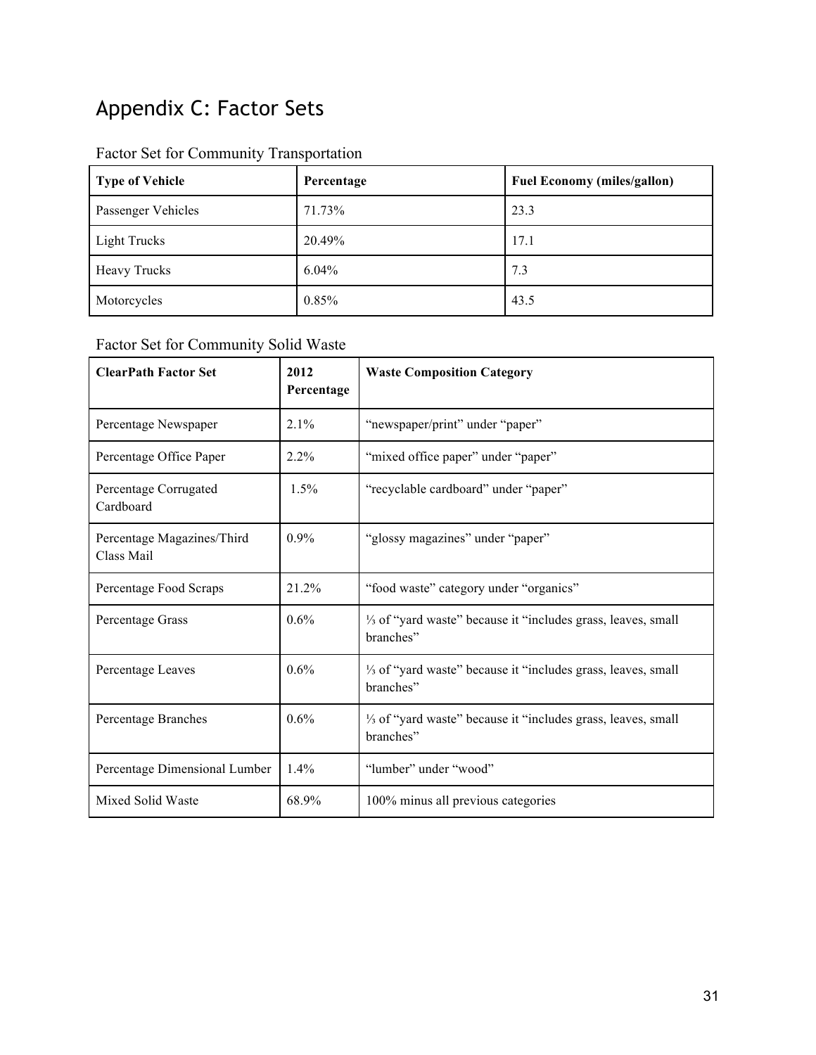# Appendix C: Factor Sets

## Factor Set for Community Transportation

| Type of Vehicle | Percentage | Fuel Economy (miles/gallon) |
|---|---|---|
| Passenger Vehicles | 71.73% | 23.3 |
| Light Trucks | 20.49% | 17.1 |
| Heavy Trucks | 6.04% | 7.3 |
| Motorcycles | 0.85% | 43.5 |

## Factor Set for Community Solid Waste

| ClearPath Factor Set | 2012 Percentage | Waste Composition Category |
|---|---|---|
| Percentage Newspaper | 2.1% | "newspaper/print" under "paper" |
| Percentage Office Paper | 2.2% | "mixed office paper" under "paper" |
| Percentage Corrugated Cardboard | 1.5% | "recyclable cardboard" under "paper" |
| Percentage Magazines/Third Class Mail | 0.9% | "glossy magazines" under "paper" |
| Percentage Food Scraps | 21.2% | "food waste" category under "organics" |
| Percentage Grass | 0.6% | ⅓ of "yard waste" because it "includes grass, leaves, small branches" |
| Percentage Leaves | 0.6% | ⅓ of "yard waste" because it "includes grass, leaves, small branches" |
| Percentage Branches | 0.6% | ⅓ of "yard waste" because it "includes grass, leaves, small branches" |
| Percentage Dimensional Lumber | 1.4% | "lumber" under "wood" |
| Mixed Solid Waste | 68.9% | 100% minus all previous categories |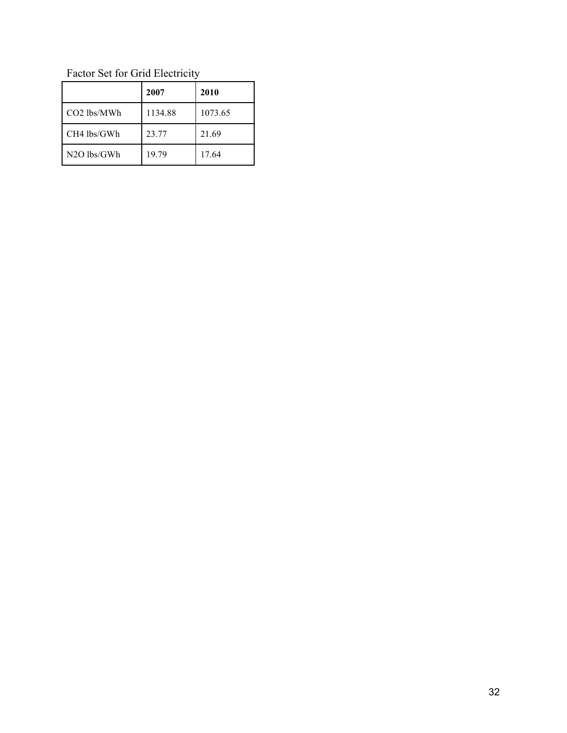Factor Set for Grid Electricity

| | 2007 | 2010 |
|---|---|---|
| $CO_2$ lbs/MWh | 1134.88 | 1073.65 |
| $CH_4$ lbs/GWh | 23.77 | 21.69 |
| $N_2O$ lbs/GWh | 19.79 | 17.64 |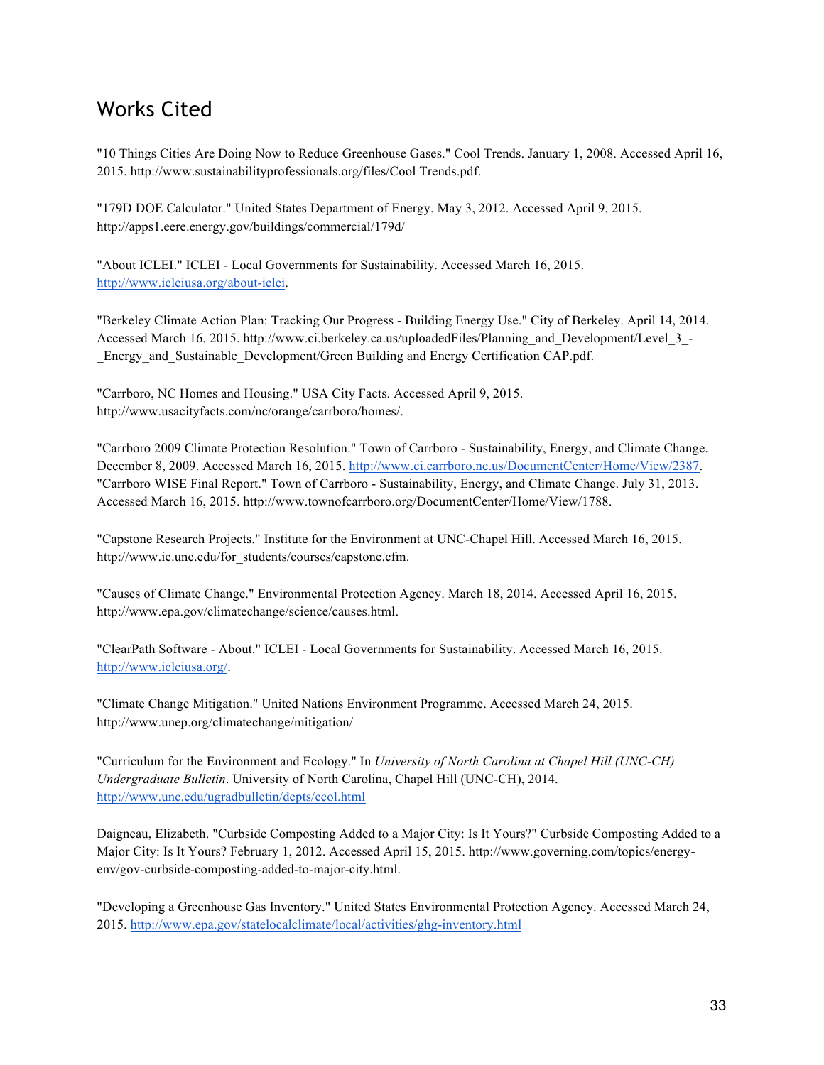## Works Cited

"10 Things Cities Are Doing Now to Reduce Greenhouse Gases." Cool Trends. January 1, 2008. Accessed April 16, 2015. http://www.sustainabilityprofessionals.org/files/Cool Trends.pdf.

"179D DOE Calculator." United States Department of Energy. May 3, 2012. Accessed April 9, 2015. http://apps1.eere.energy.gov/buildings/commercial/179d/

"About ICLEI." ICLEI - Local Governments for Sustainability. Accessed March 16, 2015. http://www.icleiusa.org/about-iclei.

"Berkeley Climate Action Plan: Tracking Our Progress - Building Energy Use." City of Berkeley. April 14, 2014. Accessed March 16, 2015. http://www.ci.berkeley.ca.us/uploadedFiles/Planning_and_Development/Level_3_-_Energy_and_Sustainable_Development/Green Building and Energy Certification CAP.pdf.

"Carrboro, NC Homes and Housing." USA City Facts. Accessed April 9, 2015. http://www.usacityfacts.com/nc/orange/carrboro/homes/.

"Carrboro 2009 Climate Protection Resolution." Town of Carrboro - Sustainability, Energy, and Climate Change. December 8, 2009. Accessed March 16, 2015. http://www.ci.carrboro.nc.us/DocumentCenter/Home/View/2387.
"Carrboro WISE Final Report." Town of Carrboro - Sustainability, Energy, and Climate Change. July 31, 2013. Accessed March 16, 2015. http://www.townofcarrboro.org/DocumentCenter/Home/View/1788.

"Capstone Research Projects." Institute for the Environment at UNC-Chapel Hill. Accessed March 16, 2015. http://www.ie.unc.edu/for_students/courses/capstone.cfm.

"Causes of Climate Change." Environmental Protection Agency. March 18, 2014. Accessed April 16, 2015. http://www.epa.gov/climatechange/science/causes.html.

"ClearPath Software - About." ICLEI - Local Governments for Sustainability. Accessed March 16, 2015. http://www.icleiusa.org/.

"Climate Change Mitigation." United Nations Environment Programme. Accessed March 24, 2015. http://www.unep.org/climatechange/mitigation/

"Curriculum for the Environment and Ecology." In *University of North Carolina at Chapel Hill (UNC-CH) Undergraduate Bulletin*. University of North Carolina, Chapel Hill (UNC-CH), 2014. http://www.unc.edu/ugradbulletin/depts/ecol.html

Daigneau, Elizabeth. "Curbside Composting Added to a Major City: Is It Yours?" Curbside Composting Added to a Major City: Is It Yours? February 1, 2012. Accessed April 15, 2015. http://www.governing.com/topics/energy-env/gov-curbside-composting-added-to-major-city.html.

"Developing a Greenhouse Gas Inventory." United States Environmental Protection Agency. Accessed March 24, 2015. http://www.epa.gov/statelocalclimate/local/activities/ghg-inventory.html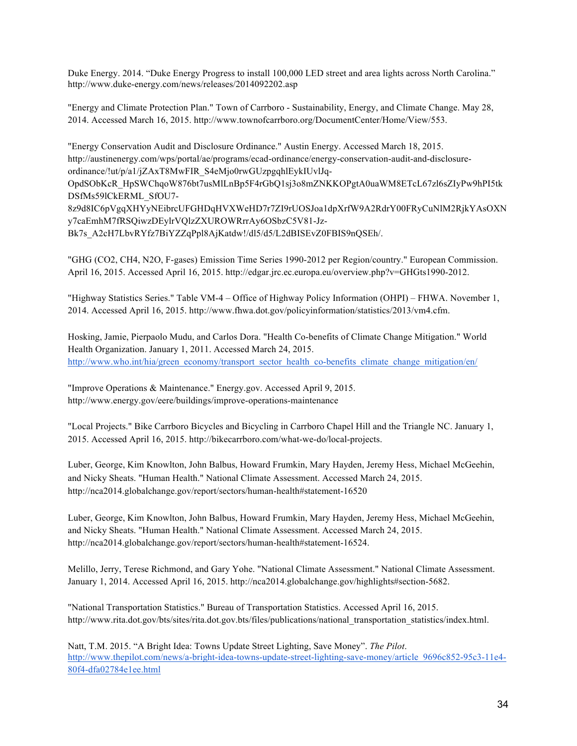Duke Energy. 2014. "Duke Energy Progress to install 100,000 LED street and area lights across North Carolina." http://www.duke-energy.com/news/releases/2014092202.asp

"Energy and Climate Protection Plan." Town of Carrboro - Sustainability, Energy, and Climate Change. May 28, 2014. Accessed March 16, 2015. http://www.townofcarrboro.org/DocumentCenter/Home/View/553.

"Energy Conservation Audit and Disclosure Ordinance." Austin Energy. Accessed March 18, 2015. http://austinenergy.com/wps/portal/ae/programs/ecad-ordinance/energy-conservation-audit-and-disclosure-ordinance/!ut/p/a1/jZAxT8MwFIR_S4eMjo0rwGUzpgqhlEykIUvlJq-OpdSObKcR_HpSWChqoW876bt7usMlLnBp5F4rGbQ1sj3o8mZNKKOPgtA0uaWM8ETcL67zl6sZIyPw9hPI5tkDSfMs59lCkERML_SfOU7-8z9d8IC6pVgqXHYyNEibrcUFGHDqHVXWeHD7r7ZI9rUOSJoa1dpXrfW9A2RdrY00FRyCuNlM2RjkYAsOXNy7caEmhM7fRSQiwzDEylrVQlzZXUROWRrrAy6OSbzC5V81-Jz-Bk7s_A2cH7LbvRYfz7BiYZZqPpl8AjKatdw!/dl5/d5/L2dBISEvZ0FBIS9nQSEh/.

"GHG (CO2, CH4, N2O, F-gases) Emission Time Series 1990-2012 per Region/country." European Commission. April 16, 2015. Accessed April 16, 2015. http://edgar.jrc.ec.europa.eu/overview.php?v=GHGts1990-2012.

"Highway Statistics Series." Table VM-4 – Office of Highway Policy Information (OHPI) – FHWA. November 1, 2014. Accessed April 16, 2015. http://www.fhwa.dot.gov/policyinformation/statistics/2013/vm4.cfm.

Hosking, Jamie, Pierpaolo Mudu, and Carlos Dora. "Health Co-benefits of Climate Change Mitigation." World Health Organization. January 1, 2011. Accessed March 24, 2015. http://www.who.int/hia/green_economy/transport_sector_health_co-benefits_climate_change_mitigation/en/

"Improve Operations & Maintenance." Energy.gov. Accessed April 9, 2015. http://www.energy.gov/eere/buildings/improve-operations-maintenance

"Local Projects." Bike Carrboro Bicycles and Bicycling in Carrboro Chapel Hill and the Triangle NC. January 1, 2015. Accessed April 16, 2015. http://bikecarrboro.com/what-we-do/local-projects.

Luber, George, Kim Knowlton, John Balbus, Howard Frumkin, Mary Hayden, Jeremy Hess, Michael McGeehin, and Nicky Sheats. "Human Health." National Climate Assessment. Accessed March 24, 2015. http://nca2014.globalchange.gov/report/sectors/human-health#statement-16520

Luber, George, Kim Knowlton, John Balbus, Howard Frumkin, Mary Hayden, Jeremy Hess, Michael McGeehin, and Nicky Sheats. "Human Health." National Climate Assessment. Accessed March 24, 2015. http://nca2014.globalchange.gov/report/sectors/human-health#statement-16524.

Melillo, Jerry, Terese Richmond, and Gary Yohe. "National Climate Assessment." National Climate Assessment. January 1, 2014. Accessed April 16, 2015. http://nca2014.globalchange.gov/highlights#section-5682.

"National Transportation Statistics." Bureau of Transportation Statistics. Accessed April 16, 2015. http://www.rita.dot.gov/bts/sites/rita.dot.gov.bts/files/publications/national_transportation_statistics/index.html.

Natt, T.M. 2015. "A Bright Idea: Towns Update Street Lighting, Save Money". *The Pilot*. http://www.thepilot.com/news/a-bright-idea-towns-update-street-lighting-save-money/article_9696c852-95c3-11e4-80f4-dfa02784e1ee.html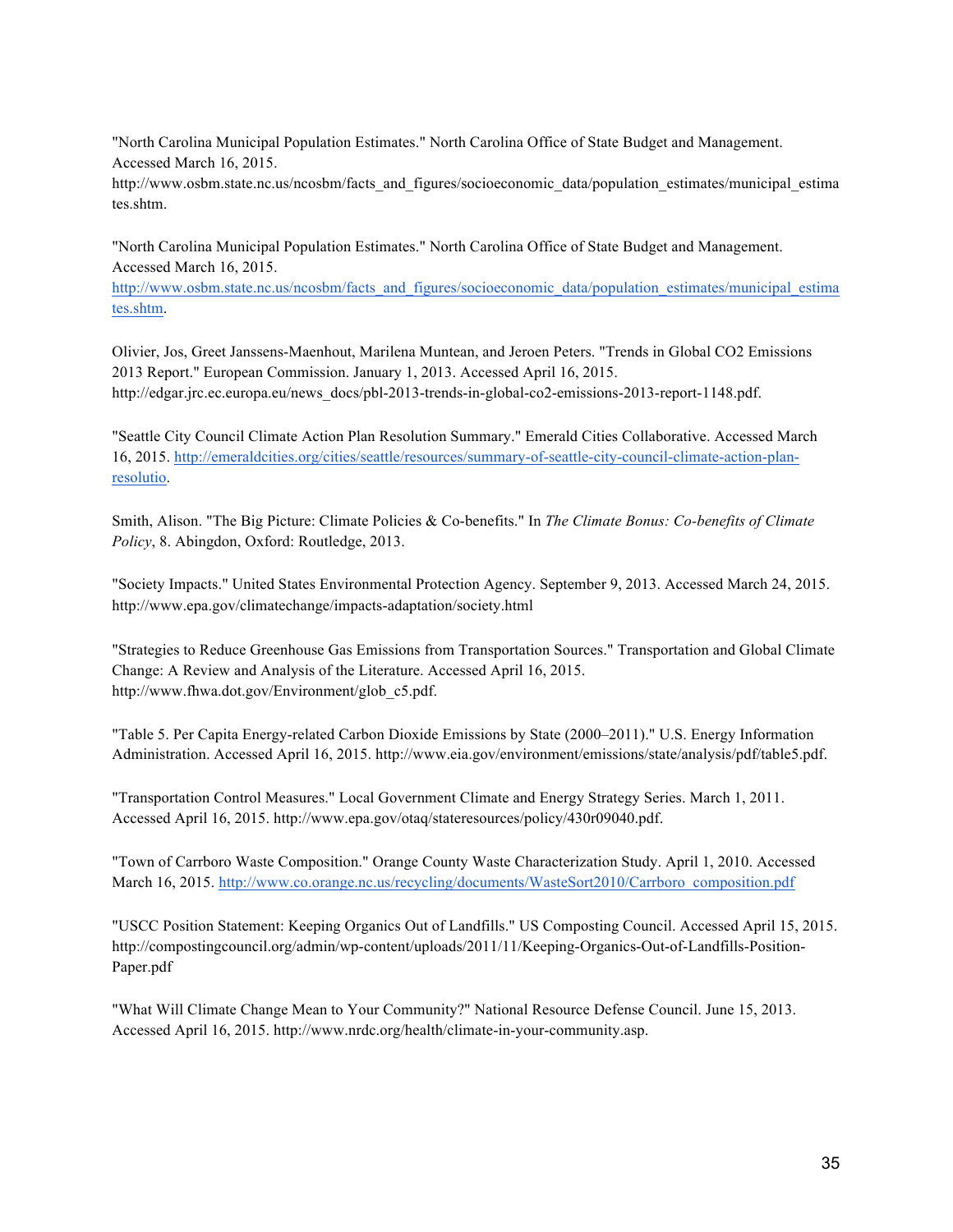"North Carolina Municipal Population Estimates." North Carolina Office of State Budget and Management. Accessed March 16, 2015. http://www.osbm.state.nc.us/ncosbm/facts_and_figures/socioeconomic_data/population_estimates/municipal_estimates.shtm.

"North Carolina Municipal Population Estimates." North Carolina Office of State Budget and Management. Accessed March 16, 2015. http://www.osbm.state.nc.us/ncosbm/facts_and_figures/socioeconomic_data/population_estimates/municipal_estimates.shtm.

Olivier, Jos, Greet Janssens-Maenhout, Marilena Muntean, and Jeroen Peters. "Trends in Global CO2 Emissions 2013 Report." European Commission. January 1, 2013. Accessed April 16, 2015. http://edgar.jrc.ec.europa.eu/news_docs/pbl-2013-trends-in-global-co2-emissions-2013-report-1148.pdf.

"Seattle City Council Climate Action Plan Resolution Summary." Emerald Cities Collaborative. Accessed March 16, 2015. http://emeraldcities.org/cities/seattle/resources/summary-of-seattle-city-council-climate-action-plan-resolutio.

Smith, Alison. "The Big Picture: Climate Policies & Co-benefits." In *The Climate Bonus: Co-benefits of Climate Policy*, 8. Abingdon, Oxford: Routledge, 2013.

"Society Impacts." United States Environmental Protection Agency. September 9, 2013. Accessed March 24, 2015. http://www.epa.gov/climatechange/impacts-adaptation/society.html

"Strategies to Reduce Greenhouse Gas Emissions from Transportation Sources." Transportation and Global Climate Change: A Review and Analysis of the Literature. Accessed April 16, 2015. http://www.fhwa.dot.gov/Environment/glob_c5.pdf.

"Table 5. Per Capita Energy-related Carbon Dioxide Emissions by State (2000–2011)." U.S. Energy Information Administration. Accessed April 16, 2015. http://www.eia.gov/environment/emissions/state/analysis/pdf/table5.pdf.

"Transportation Control Measures." Local Government Climate and Energy Strategy Series. March 1, 2011. Accessed April 16, 2015. http://www.epa.gov/otaq/stateresources/policy/430r09040.pdf.

"Town of Carrboro Waste Composition." Orange County Waste Characterization Study. April 1, 2010. Accessed March 16, 2015. http://www.co.orange.nc.us/recycling/documents/WasteSort2010/Carrboro_composition.pdf

"USCC Position Statement: Keeping Organics Out of Landfills." US Composting Council. Accessed April 15, 2015. http://compostingcouncil.org/admin/wp-content/uploads/2011/11/Keeping-Organics-Out-of-Landfills-Position-Paper.pdf

"What Will Climate Change Mean to Your Community?" National Resource Defense Council. June 15, 2013. Accessed April 16, 2015. http://www.nrdc.org/health/climate-in-your-community.asp.